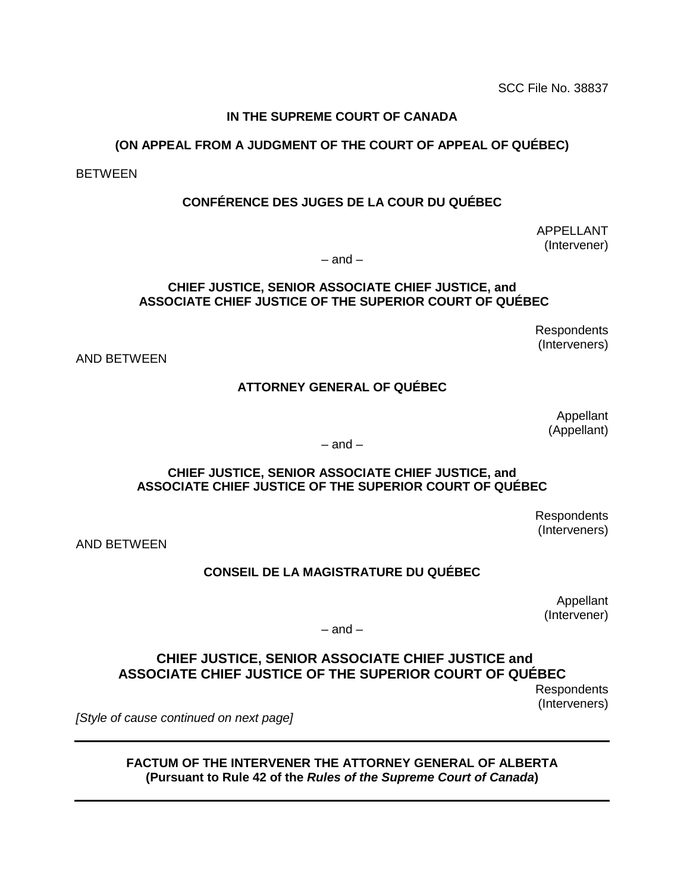SCC File No. 38837

**IN THE SUPREME COURT OF CANADA**

**(ON APPEAL FROM A JUDGMENT OF THE COURT OF APPEAL OF QUÉBEC)**

BETWEEN

**CONFÉRENCE DES JUGES DE LA COUR DU QUÉBEC**

APPELLANT
(Intervener)

– and –

**CHIEF JUSTICE, SENIOR ASSOCIATE CHIEF JUSTICE, and ASSOCIATE CHIEF JUSTICE OF THE SUPERIOR COURT OF QUÉBEC**

Respondents
(Interveners)

AND BETWEEN

**ATTORNEY GENERAL OF QUÉBEC**

Appellant
(Appellant)

– and –

**CHIEF JUSTICE, SENIOR ASSOCIATE CHIEF JUSTICE, and ASSOCIATE CHIEF JUSTICE OF THE SUPERIOR COURT OF QUÉBEC**

Respondents
(Interveners)

AND BETWEEN

**CONSEIL DE LA MAGISTRATURE DU QUÉBEC**

Appellant
(Intervener)

– and –

**CHIEF JUSTICE, SENIOR ASSOCIATE CHIEF JUSTICE and ASSOCIATE CHIEF JUSTICE OF THE SUPERIOR COURT OF QUÉBEC**

Respondents
(Interveners)

*[Style of cause continued on next page]*

---

**FACTUM OF THE INTERVENER THE ATTORNEY GENERAL OF ALBERTA**
**(Pursuant to Rule 42 of the *Rules of the Supreme Court of Canada*)**

---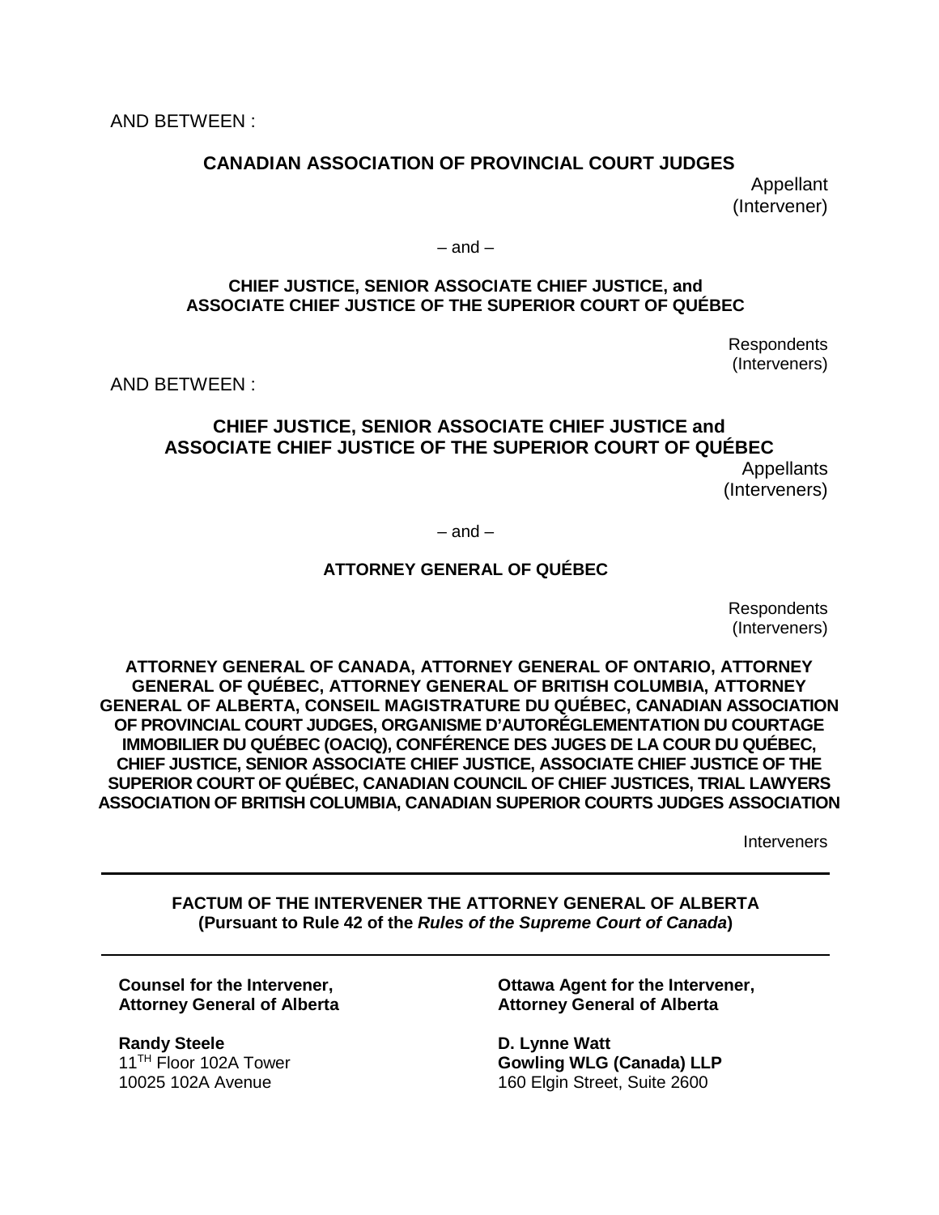AND BETWEEN :

**CANADIAN ASSOCIATION OF PROVINCIAL COURT JUDGES**

Appellant
(Intervener)

– and –

**CHIEF JUSTICE, SENIOR ASSOCIATE CHIEF JUSTICE, and ASSOCIATE CHIEF JUSTICE OF THE SUPERIOR COURT OF QUÉBEC**

Respondents
(Interveners)

AND BETWEEN :

**CHIEF JUSTICE, SENIOR ASSOCIATE CHIEF JUSTICE and ASSOCIATE CHIEF JUSTICE OF THE SUPERIOR COURT OF QUÉBEC**

Appellants
(Interveners)

– and –

**ATTORNEY GENERAL OF QUÉBEC**

Respondents
(Interveners)

**ATTORNEY GENERAL OF CANADA, ATTORNEY GENERAL OF ONTARIO, ATTORNEY GENERAL OF QUÉBEC, ATTORNEY GENERAL OF BRITISH COLUMBIA, ATTORNEY GENERAL OF ALBERTA, CONSEIL MAGISTRATURE DU QUÉBEC, CANADIAN ASSOCIATION OF PROVINCIAL COURT JUDGES, ORGANISME D'AUTORÉGLEMENTATION DU COURTAGE IMMOBILIER DU QUÉBEC (OACIQ), CONFÉRENCE DES JUGES DE LA COUR DU QUÉBEC, CHIEF JUSTICE, SENIOR ASSOCIATE CHIEF JUSTICE, ASSOCIATE CHIEF JUSTICE OF THE SUPERIOR COURT OF QUÉBEC, CANADIAN COUNCIL OF CHIEF JUSTICES, TRIAL LAWYERS ASSOCIATION OF BRITISH COLUMBIA, CANADIAN SUPERIOR COURTS JUDGES ASSOCIATION**

Interveners

---

**FACTUM OF THE INTERVENER THE ATTORNEY GENERAL OF ALBERTA**
**(Pursuant to Rule 42 of the *Rules of the Supreme Court of Canada*)**

---

**Counsel for the Intervener, Attorney General of Alberta**

**Randy Steele**
11TH Floor 102A Tower
10025 102A Avenue

**Ottawa Agent for the Intervener, Attorney General of Alberta**

**D. Lynne Watt**
**Gowling WLG (Canada) LLP**
160 Elgin Street, Suite 2600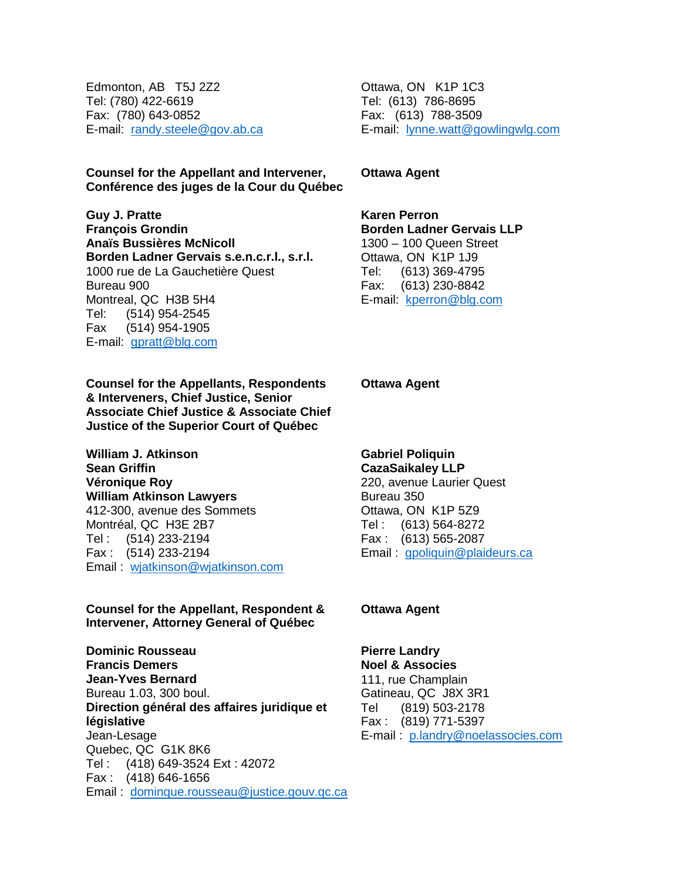Edmonton, AB T5J 2Z2
Tel: (780) 422-6619
Fax: (780) 643-0852
E-mail: randy.steele@gov.ab.ca

Ottawa, ON K1P 1C3
Tel: (613) 786-8695
Fax: (613) 788-3509
E-mail: lynne.watt@gowlingwlg.com

**Counsel for the Appellant and Intervener, Conférence des juges de la Cour du Québec**

**Guy J. Pratte**
**François Grondin**
**Anaïs Bussières McNicoll**
**Borden Ladner Gervais s.e.n.c.r.l., s.r.l.**
1000 rue de La Gauchetière Quest
Bureau 900
Montreal, QC H3B 5H4
Tel: (514) 954-2545
Fax (514) 954-1905
E-mail: gpratt@blg.com

**Ottawa Agent**

**Karen Perron**
**Borden Ladner Gervais LLP**
1300 – 100 Queen Street
Ottawa, ON K1P 1J9
Tel: (613) 369-4795
Fax: (613) 230-8842
E-mail: kperron@blg.com

**Counsel for the Appellants, Respondents & Interveners, Chief Justice, Senior Associate Chief Justice & Associate Chief Justice of the Superior Court of Québec**

**William J. Atkinson**
**Sean Griffin**
**Véronique Roy**
**William Atkinson Lawyers**
412-300, avenue des Sommets
Montréal, QC H3E 2B7
Tel : (514) 233-2194
Fax : (514) 233-2194
Email : wjatkinson@wjatkinson.com

**Ottawa Agent**

**Gabriel Poliquin**
**CazaSaikaley LLP**
220, avenue Laurier Quest
Bureau 350
Ottawa, ON K1P 5Z9
Tel : (613) 564-8272
Fax : (613) 565-2087
Email : gpoliquin@plaideurs.ca

**Counsel for the Appellant, Respondent & Intervener, Attorney General of Québec**

**Dominic Rousseau**
**Francis Demers**
**Jean-Yves Bernard**
Bureau 1.03, 300 boul.
**Direction général des affaires juridique et législative**
Jean-Lesage
Quebec, QC G1K 8K6
Tel : (418) 649-3524 Ext : 42072
Fax : (418) 646-1656
Email : dominque.rousseau@justice.gouv.qc.ca

**Ottawa Agent**

**Pierre Landry**
**Noel & Associes**
111, rue Champlain
Gatineau, QC J8X 3R1
Tel (819) 503-2178
Fax : (819) 771-5397
E-mail : p.landry@noelassocies.com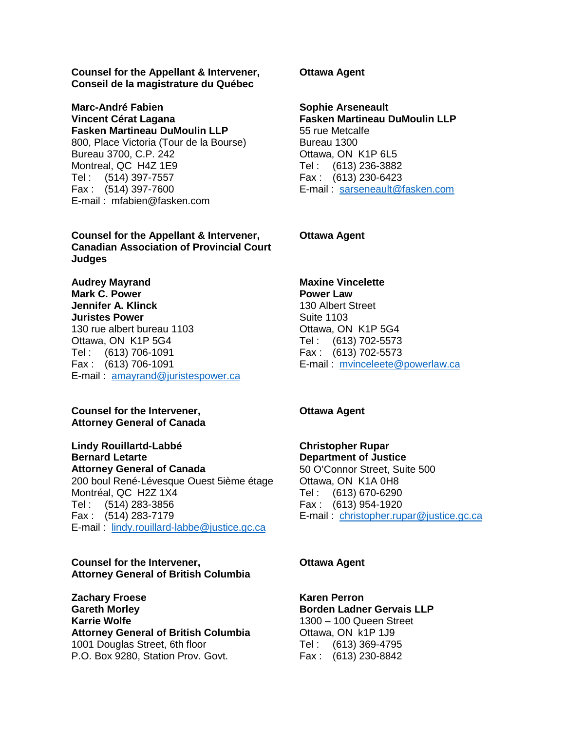**Counsel for the Appellant & Intervener, Conseil de la magistrature du Québec**

**Marc-André Fabien**
**Vincent Cérat Lagana**
**Fasken Martineau DuMoulin LLP**
800, Place Victoria (Tour de la Bourse)
Bureau 3700, C.P. 242
Montreal, QC H4Z 1E9
Tel : (514) 397-7557
Fax : (514) 397-7600
E-mail : mfabien@fasken.com

**Ottawa Agent**

**Sophie Arseneault**
**Fasken Martineau DuMoulin LLP**
55 rue Metcalfe
Bureau 1300
Ottawa, ON K1P 6L5
Tel : (613) 236-3882
Fax : (613) 230-6423
E-mail : sarseneault@fasken.com

**Counsel for the Appellant & Intervener, Canadian Association of Provincial Court Judges**

**Audrey Mayrand**
**Mark C. Power**
**Jennifer A. Klinck**
**Juristes Power**
130 rue albert bureau 1103
Ottawa, ON K1P 5G4
Tel : (613) 706-1091
Fax : (613) 706-1091
E-mail : amayrand@juristespower.ca

**Ottawa Agent**

**Maxine Vincelette**
**Power Law**
130 Albert Street
Suite 1103
Ottawa, ON K1P 5G4
Tel : (613) 702-5573
Fax : (613) 702-5573
E-mail : mvinceleete@powerlaw.ca

**Counsel for the Intervener, Attorney General of Canada**

**Lindy Rouillartd-Labbé**
**Bernard Letarte**
**Attorney General of Canada**
200 boul René-Lévesque Ouest 5ième étage
Montréal, QC H2Z 1X4
Tel : (514) 283-3856
Fax : (514) 283-7179
E-mail : lindy.rouillard-labbe@justice.gc.ca

**Ottawa Agent**

**Christopher Rupar**
**Department of Justice**
50 O'Connor Street, Suite 500
Ottawa, ON K1A 0H8
Tel : (613) 670-6290
Fax : (613) 954-1920
E-mail : christopher.rupar@justice.gc.ca

**Counsel for the Intervener, Attorney General of British Columbia**

**Zachary Froese**
**Gareth Morley**
**Karrie Wolfe**
**Attorney General of British Columbia**
1001 Douglas Street, 6th floor
P.O. Box 9280, Station Prov. Govt.

**Ottawa Agent**

**Karen Perron**
**Borden Ladner Gervais LLP**
1300 – 100 Queen Street
Ottawa, ON k1P 1J9
Tel : (613) 369-4795
Fax : (613) 230-8842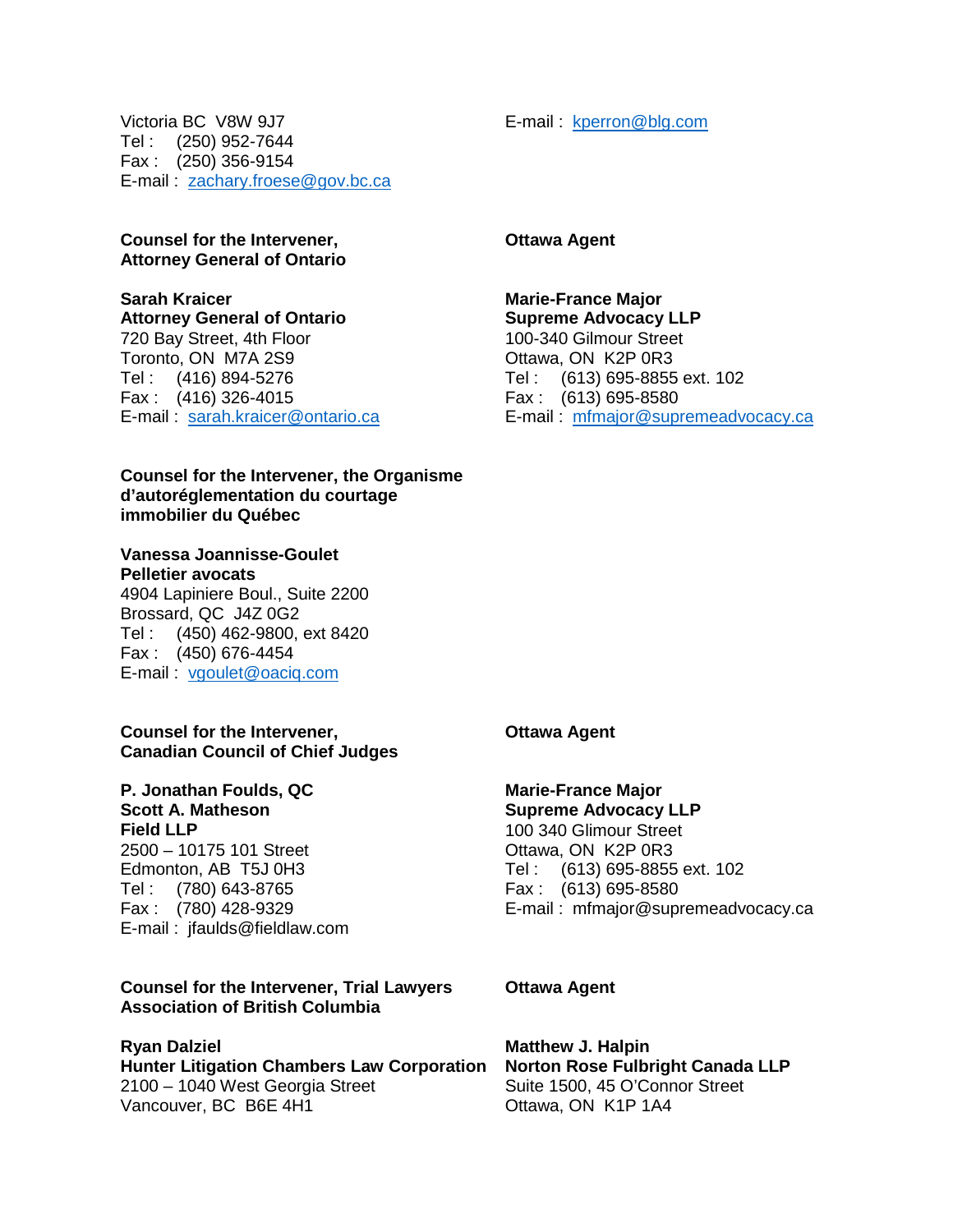Victoria BC V8W 9J7
Tel : (250) 952-7644
Fax : (250) 356-9154
E-mail : zachary.froese@gov.bc.ca

E-mail : kperron@blg.com

**Counsel for the Intervener, Attorney General of Ontario**

**Sarah Kraicer**
**Attorney General of Ontario**
720 Bay Street, 4th Floor
Toronto, ON M7A 2S9
Tel : (416) 894-5276
Fax : (416) 326-4015
E-mail : sarah.kraicer@ontario.ca

**Ottawa Agent**

**Marie-France Major**
**Supreme Advocacy LLP**
100-340 Gilmour Street
Ottawa, ON K2P 0R3
Tel : (613) 695-8855 ext. 102
Fax : (613) 695-8580
E-mail : mfmajor@supremeadvocacy.ca

**Counsel for the Intervener, the Organisme d'autoréglementation du courtage immobilier du Québec**

**Vanessa Joannisse-Goulet**
**Pelletier avocats**
4904 Lapiniere Boul., Suite 2200
Brossard, QC J4Z 0G2
Tel : (450) 462-9800, ext 8420
Fax : (450) 676-4454
E-mail : vgoulet@oaciq.com

**Counsel for the Intervener, Canadian Council of Chief Judges**

**P. Jonathan Foulds, QC**
**Scott A. Matheson**
**Field LLP**
2500 – 10175 101 Street
Edmonton, AB T5J 0H3
Tel : (780) 643-8765
Fax : (780) 428-9329
E-mail : jfaulds@fieldlaw.com

**Ottawa Agent**

**Marie-France Major**
**Supreme Advocacy LLP**
100 340 Glimour Street
Ottawa, ON K2P 0R3
Tel : (613) 695-8855 ext. 102
Fax : (613) 695-8580
E-mail : mfmajor@supremeadvocacy.ca

**Counsel for the Intervener, Trial Lawyers Association of British Columbia**

**Ryan Dalziel**
**Hunter Litigation Chambers Law Corporation**
2100 – 1040 West Georgia Street
Vancouver, BC B6E 4H1

**Ottawa Agent**

**Matthew J. Halpin**
**Norton Rose Fulbright Canada LLP**
Suite 1500, 45 O'Connor Street
Ottawa, ON K1P 1A4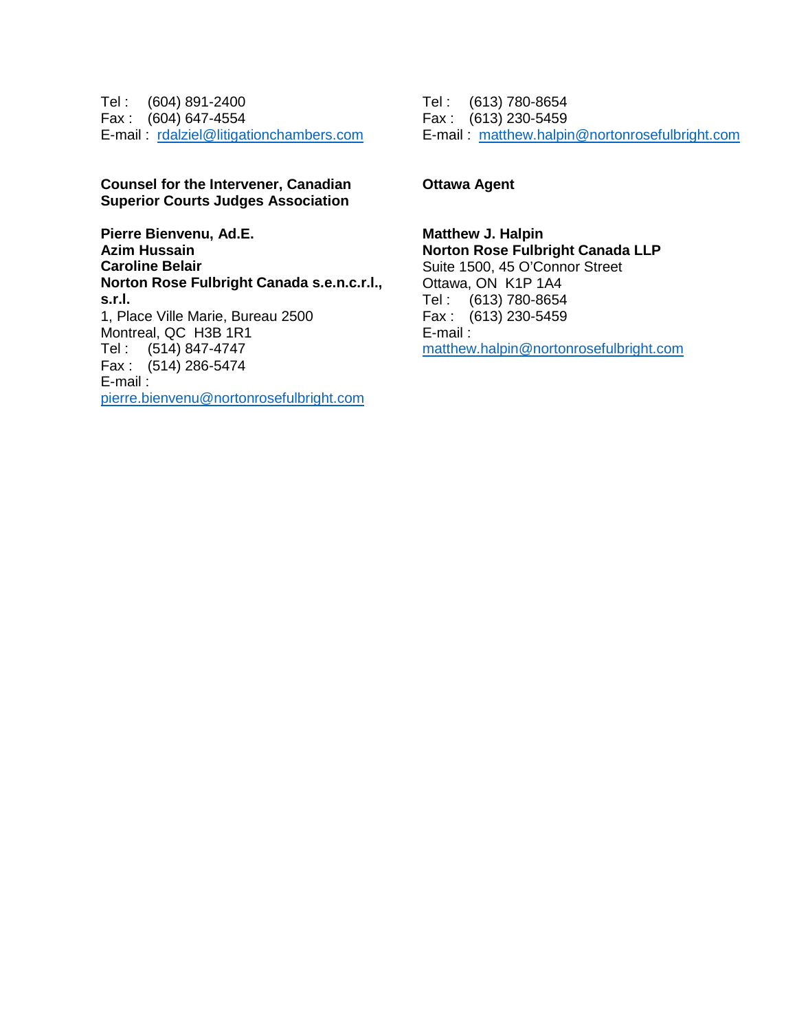Tel : (604) 891-2400
Fax : (604) 647-4554
E-mail : rdalziel@litigationchambers.com

Tel : (613) 780-8654
Fax : (613) 230-5459
E-mail : matthew.halpin@nortonrosefulbright.com

**Counsel for the Intervener, Canadian Superior Courts Judges Association**

**Pierre Bienvenu, Ad.E.**
**Azim Hussain**
**Caroline Belair**
**Norton Rose Fulbright Canada s.e.n.c.r.l., s.r.l.**
1, Place Ville Marie, Bureau 2500
Montreal, QC H3B 1R1
Tel : (514) 847-4747
Fax : (514) 286-5474
E-mail :
pierre.bienvenu@nortonrosefulbright.com

**Ottawa Agent**

**Matthew J. Halpin**
**Norton Rose Fulbright Canada LLP**
Suite 1500, 45 O'Connor Street
Ottawa, ON K1P 1A4
Tel : (613) 780-8654
Fax : (613) 230-5459
E-mail :
matthew.halpin@nortonrosefulbright.com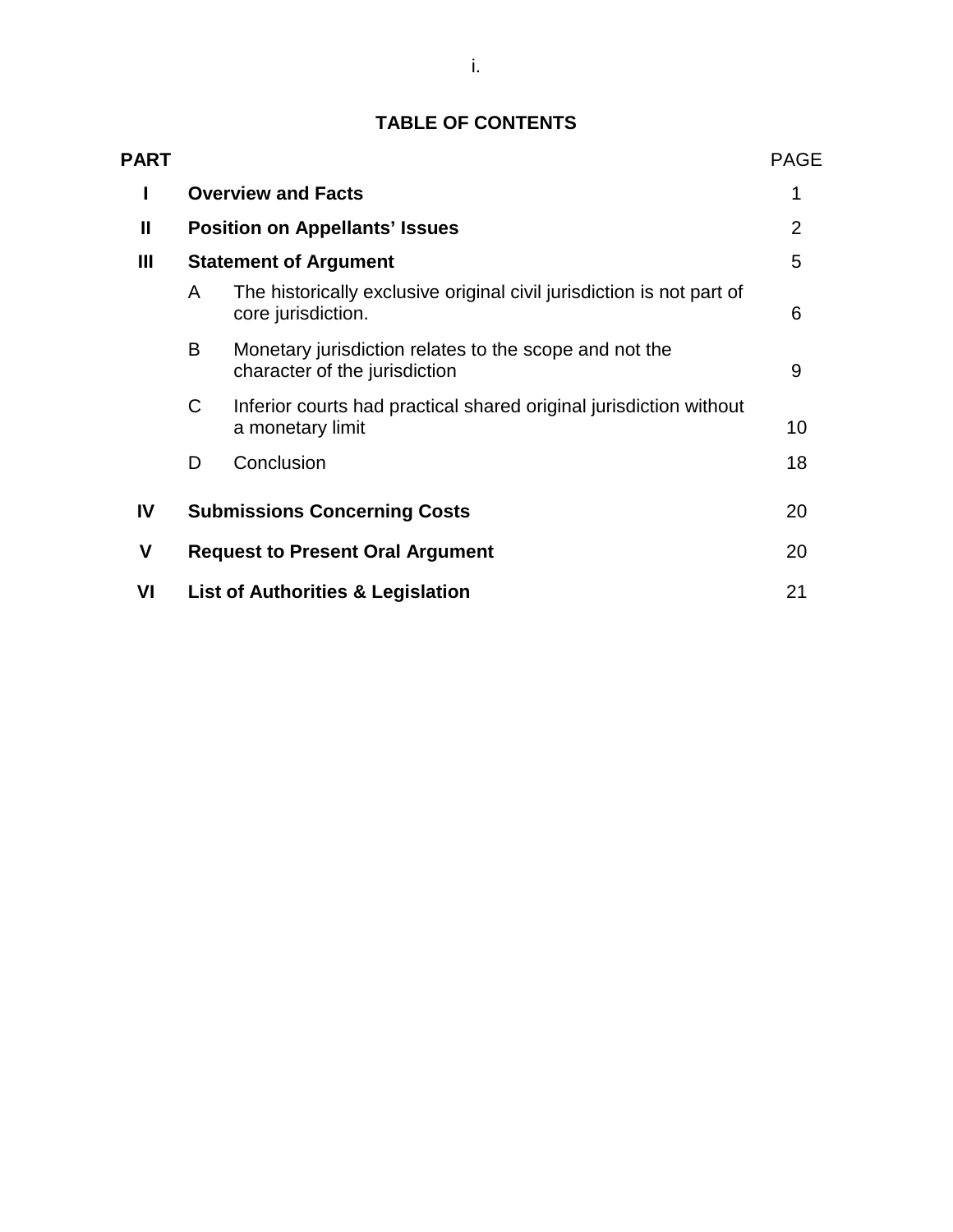## TABLE OF CONTENTS

| PART | | | PAGE |
|---|---|---|---|
| **I** | **Overview and Facts** | | 1 |
| **II** | **Position on Appellants' Issues** | | 2 |
| **III** | **Statement of Argument** | | 5 |
| | A | The historically exclusive original civil jurisdiction is not part of core jurisdiction. | 6 |
| | B | Monetary jurisdiction relates to the scope and not the character of the jurisdiction | 9 |
| | C | Inferior courts had practical shared original jurisdiction without a monetary limit | 10 |
| | D | Conclusion | 18 |
| **IV** | **Submissions Concerning Costs** | | 20 |
| **V** | **Request to Present Oral Argument** | | 20 |
| **VI** | **List of Authorities & Legislation** | | 21 |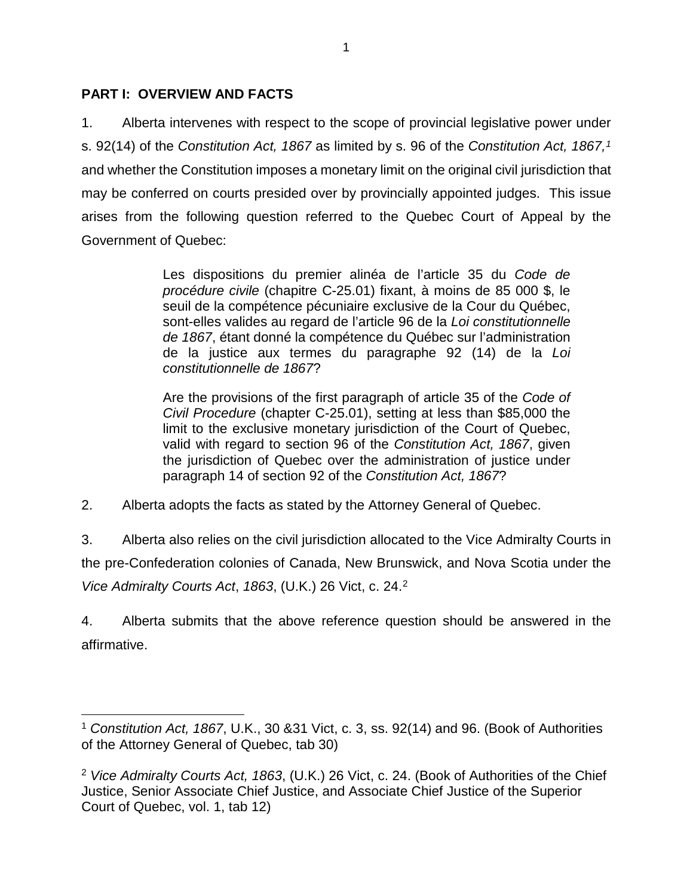## PART I: OVERVIEW AND FACTS

1. Alberta intervenes with respect to the scope of provincial legislative power under s. 92(14) of the *Constitution Act, 1867* as limited by s. 96 of the *Constitution Act, 1867,*[1] and whether the Constitution imposes a monetary limit on the original civil jurisdiction that may be conferred on courts presided over by provincially appointed judges. This issue arises from the following question referred to the Quebec Court of Appeal by the Government of Quebec:

> Les dispositions du premier alinéa de l'article 35 du *Code de procédure civile* (chapitre C-25.01) fixant, à moins de 85 000 $, le seuil de la compétence pécuniaire exclusive de la Cour du Québec, sont-elles valides au regard de l'article 96 de la *Loi constitutionnelle de 1867*, étant donné la compétence du Québec sur l'administration de la justice aux termes du paragraphe 92 (14) de la *Loi constitutionnelle de 1867*?
>
> Are the provisions of the first paragraph of article 35 of the *Code of Civil Procedure* (chapter C-25.01), setting at less than $85,000 the limit to the exclusive monetary jurisdiction of the Court of Quebec, valid with regard to section 96 of the *Constitution Act, 1867*, given the jurisdiction of Quebec over the administration of justice under paragraph 14 of section 92 of the *Constitution Act, 1867*?

2. Alberta adopts the facts as stated by the Attorney General of Quebec.

3. Alberta also relies on the civil jurisdiction allocated to the Vice Admiralty Courts in the pre-Confederation colonies of Canada, New Brunswick, and Nova Scotia under the *Vice Admiralty Courts Act*, *1863*, (U.K.) 26 Vict, c. 24.[2]

4. Alberta submits that the above reference question should be answered in the affirmative.

---

[1] *Constitution Act, 1867*, U.K., 30 &31 Vict, c. 3, ss. 92(14) and 96. (Book of Authorities of the Attorney General of Quebec, tab 30)

[2] *Vice Admiralty Courts Act, 1863*, (U.K.) 26 Vict, c. 24. (Book of Authorities of the Chief Justice, Senior Associate Chief Justice, and Associate Chief Justice of the Superior Court of Quebec, vol. 1, tab 12)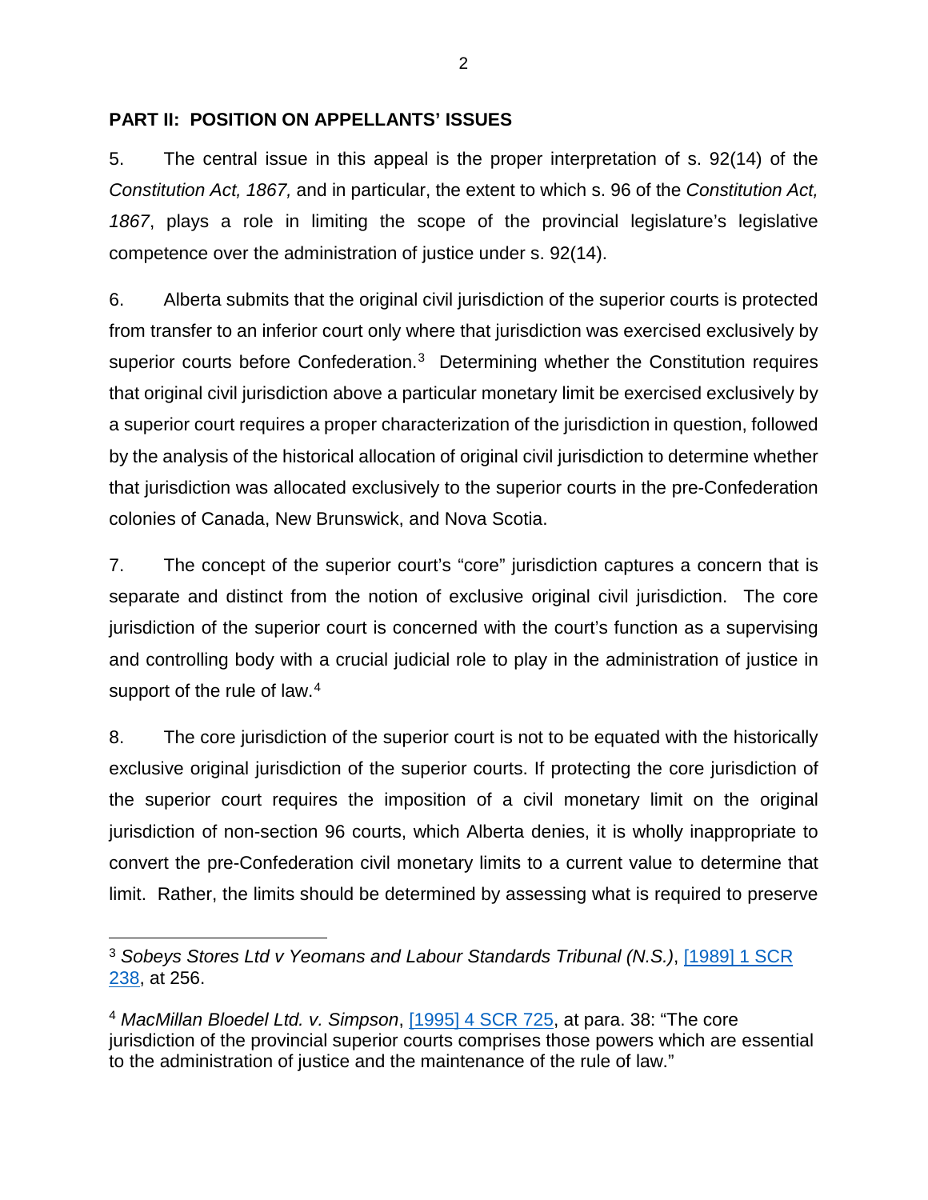## PART II: POSITION ON APPELLANTS' ISSUES

5. The central issue in this appeal is the proper interpretation of s. 92(14) of the *Constitution Act, 1867,* and in particular, the extent to which s. 96 of the *Constitution Act, 1867*, plays a role in limiting the scope of the provincial legislature's legislative competence over the administration of justice under s. 92(14).

6. Alberta submits that the original civil jurisdiction of the superior courts is protected from transfer to an inferior court only where that jurisdiction was exercised exclusively by superior courts before Confederation.[3] Determining whether the Constitution requires that original civil jurisdiction above a particular monetary limit be exercised exclusively by a superior court requires a proper characterization of the jurisdiction in question, followed by the analysis of the historical allocation of original civil jurisdiction to determine whether that jurisdiction was allocated exclusively to the superior courts in the pre-Confederation colonies of Canada, New Brunswick, and Nova Scotia.

7. The concept of the superior court's "core" jurisdiction captures a concern that is separate and distinct from the notion of exclusive original civil jurisdiction. The core jurisdiction of the superior court is concerned with the court's function as a supervising and controlling body with a crucial judicial role to play in the administration of justice in support of the rule of law.[4]

8. The core jurisdiction of the superior court is not to be equated with the historically exclusive original jurisdiction of the superior courts. If protecting the core jurisdiction of the superior court requires the imposition of a civil monetary limit on the original jurisdiction of non-section 96 courts, which Alberta denies, it is wholly inappropriate to convert the pre-Confederation civil monetary limits to a current value to determine that limit. Rather, the limits should be determined by assessing what is required to preserve

---

[3] *Sobeys Stores Ltd v Yeomans and Labour Standards Tribunal (N.S.)*, [1989] 1 SCR 238, at 256.

[4] *MacMillan Bloedel Ltd. v. Simpson*, [1995] 4 SCR 725, at para. 38: "The core jurisdiction of the provincial superior courts comprises those powers which are essential to the administration of justice and the maintenance of the rule of law."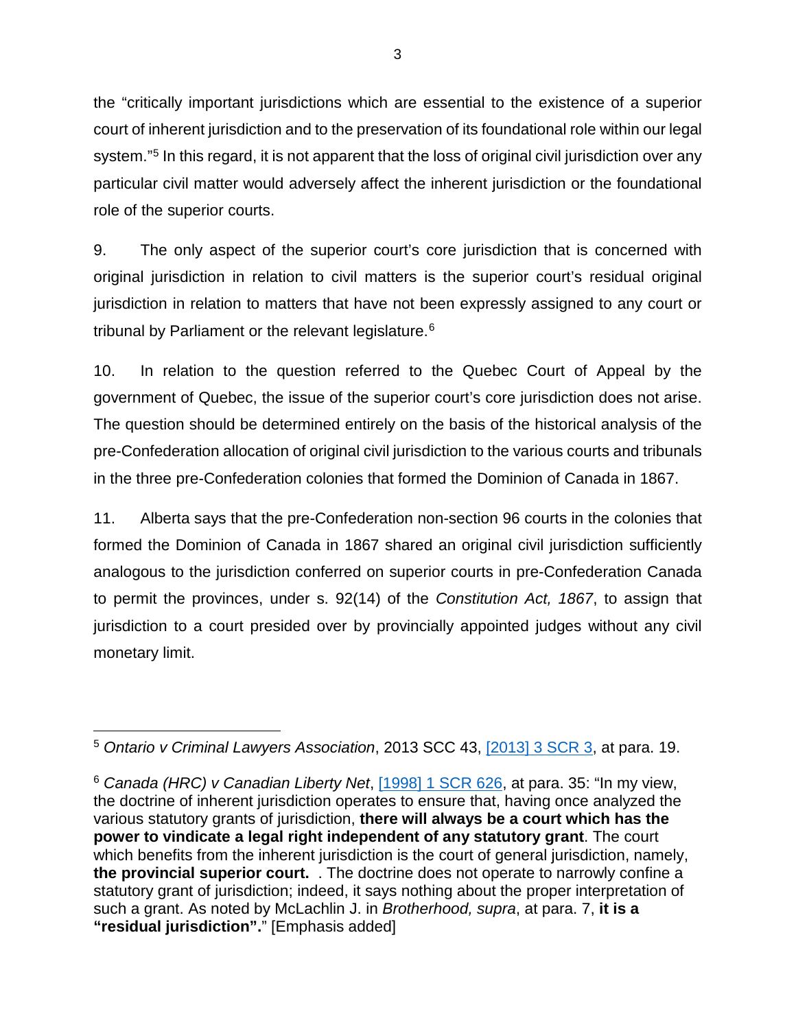the "critically important jurisdictions which are essential to the existence of a superior court of inherent jurisdiction and to the preservation of its foundational role within our legal system."[5] In this regard, it is not apparent that the loss of original civil jurisdiction over any particular civil matter would adversely affect the inherent jurisdiction or the foundational role of the superior courts.

9. The only aspect of the superior court's core jurisdiction that is concerned with original jurisdiction in relation to civil matters is the superior court's residual original jurisdiction in relation to matters that have not been expressly assigned to any court or tribunal by Parliament or the relevant legislature.[6]

10. In relation to the question referred to the Quebec Court of Appeal by the government of Quebec, the issue of the superior court's core jurisdiction does not arise. The question should be determined entirely on the basis of the historical analysis of the pre-Confederation allocation of original civil jurisdiction to the various courts and tribunals in the three pre-Confederation colonies that formed the Dominion of Canada in 1867.

11. Alberta says that the pre-Confederation non-section 96 courts in the colonies that formed the Dominion of Canada in 1867 shared an original civil jurisdiction sufficiently analogous to the jurisdiction conferred on superior courts in pre-Confederation Canada to permit the provinces, under s. 92(14) of the *Constitution Act, 1867*, to assign that jurisdiction to a court presided over by provincially appointed judges without any civil monetary limit.

---

[5] *Ontario v Criminal Lawyers Association*, 2013 SCC 43, [2013] 3 SCR 3, at para. 19.

[6] *Canada (HRC) v Canadian Liberty Net*, [1998] 1 SCR 626, at para. 35: "In my view, the doctrine of inherent jurisdiction operates to ensure that, having once analyzed the various statutory grants of jurisdiction, **there will always be a court which has the power to vindicate a legal right independent of any statutory grant**. The court which benefits from the inherent jurisdiction is the court of general jurisdiction, namely, **the provincial superior court.** . The doctrine does not operate to narrowly confine a statutory grant of jurisdiction; indeed, it says nothing about the proper interpretation of such a grant. As noted by McLachlin J. in *Brotherhood, supra*, at para. 7, **it is a "residual jurisdiction".**" [Emphasis added]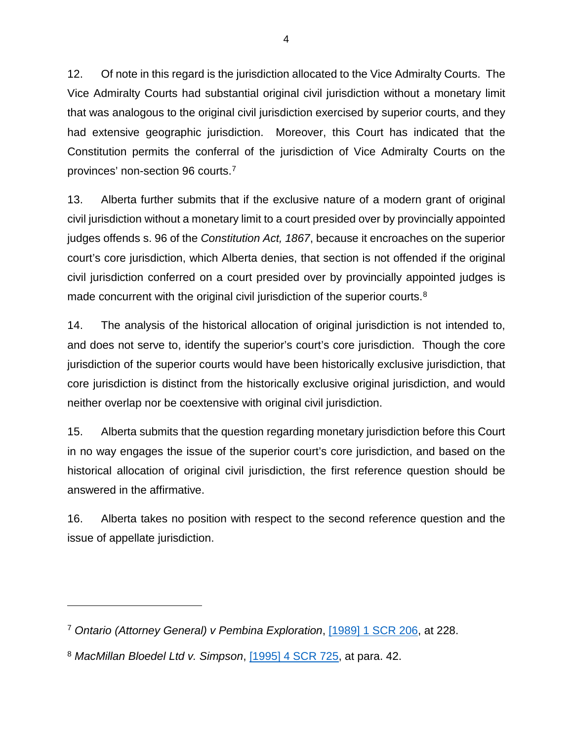12. Of note in this regard is the jurisdiction allocated to the Vice Admiralty Courts. The Vice Admiralty Courts had substantial original civil jurisdiction without a monetary limit that was analogous to the original civil jurisdiction exercised by superior courts, and they had extensive geographic jurisdiction. Moreover, this Court has indicated that the Constitution permits the conferral of the jurisdiction of Vice Admiralty Courts on the provinces' non-section 96 courts.[7]

13. Alberta further submits that if the exclusive nature of a modern grant of original civil jurisdiction without a monetary limit to a court presided over by provincially appointed judges offends s. 96 of the *Constitution Act, 1867*, because it encroaches on the superior court's core jurisdiction, which Alberta denies, that section is not offended if the original civil jurisdiction conferred on a court presided over by provincially appointed judges is made concurrent with the original civil jurisdiction of the superior courts.[8]

14. The analysis of the historical allocation of original jurisdiction is not intended to, and does not serve to, identify the superior's court's core jurisdiction. Though the core jurisdiction of the superior courts would have been historically exclusive jurisdiction, that core jurisdiction is distinct from the historically exclusive original jurisdiction, and would neither overlap nor be coextensive with original civil jurisdiction.

15. Alberta submits that the question regarding monetary jurisdiction before this Court in no way engages the issue of the superior court's core jurisdiction, and based on the historical allocation of original civil jurisdiction, the first reference question should be answered in the affirmative.

16. Alberta takes no position with respect to the second reference question and the issue of appellate jurisdiction.

---

[7] *Ontario (Attorney General) v Pembina Exploration*, [1989] 1 SCR 206, at 228.

[8] *MacMillan Bloedel Ltd v. Simpson*, [1995] 4 SCR 725, at para. 42.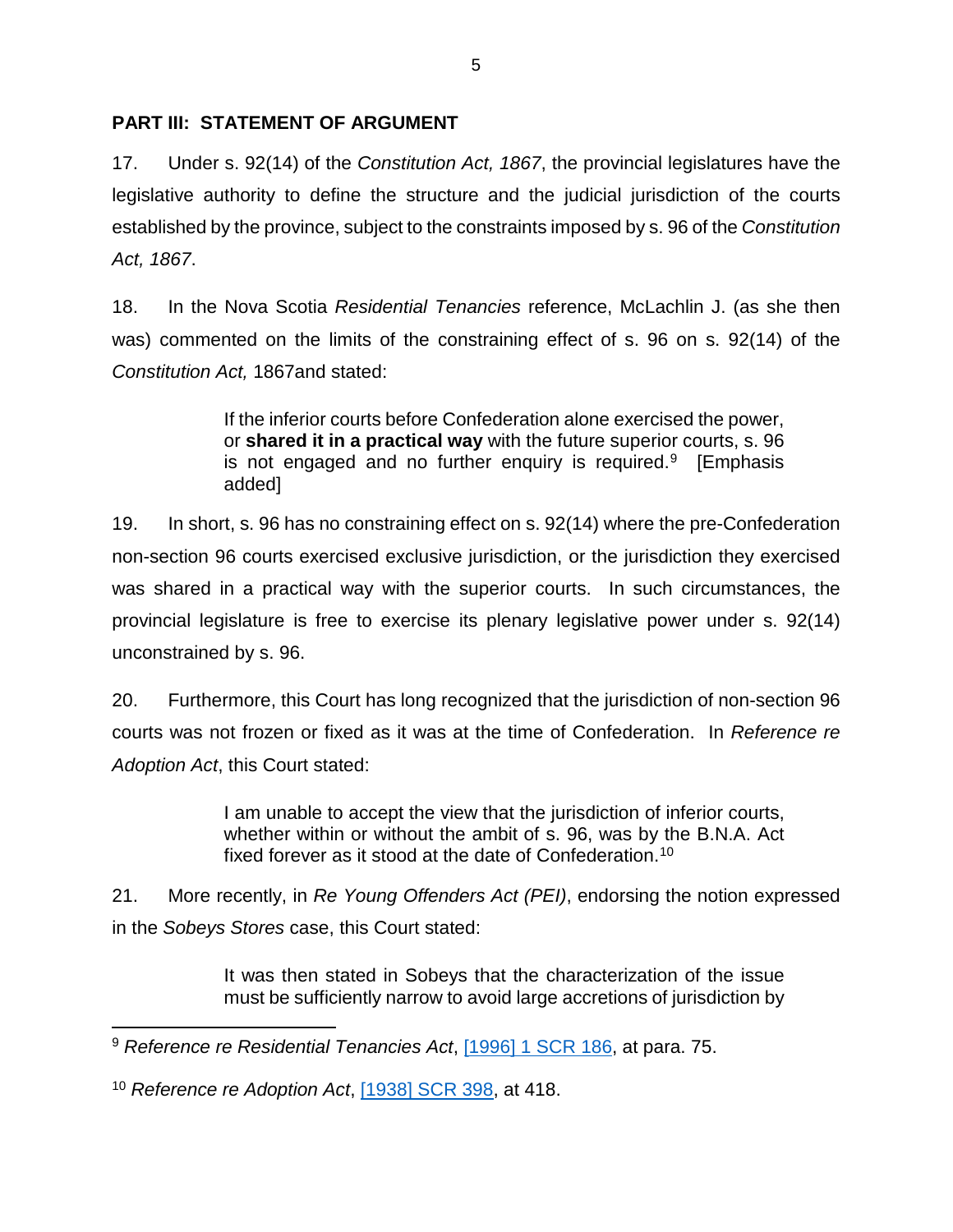## PART III: STATEMENT OF ARGUMENT

17. Under s. 92(14) of the *Constitution Act, 1867*, the provincial legislatures have the legislative authority to define the structure and the judicial jurisdiction of the courts established by the province, subject to the constraints imposed by s. 96 of the *Constitution Act, 1867*.

18. In the Nova Scotia *Residential Tenancies* reference, McLachlin J. (as she then was) commented on the limits of the constraining effect of s. 96 on s. 92(14) of the *Constitution Act,* 1867and stated:

> If the inferior courts before Confederation alone exercised the power, or **shared it in a practical way** with the future superior courts, s. 96 is not engaged and no further enquiry is required.[9] [Emphasis added]

19. In short, s. 96 has no constraining effect on s. 92(14) where the pre-Confederation non-section 96 courts exercised exclusive jurisdiction, or the jurisdiction they exercised was shared in a practical way with the superior courts. In such circumstances, the provincial legislature is free to exercise its plenary legislative power under s. 92(14) unconstrained by s. 96.

20. Furthermore, this Court has long recognized that the jurisdiction of non-section 96 courts was not frozen or fixed as it was at the time of Confederation. In *Reference re Adoption Act*, this Court stated:

> I am unable to accept the view that the jurisdiction of inferior courts, whether within or without the ambit of s. 96, was by the B.N.A. Act fixed forever as it stood at the date of Confederation.[10]

21. More recently, in *Re Young Offenders Act (PEI)*, endorsing the notion expressed in the *Sobeys Stores* case, this Court stated:

> It was then stated in Sobeys that the characterization of the issue must be sufficiently narrow to avoid large accretions of jurisdiction by

---

[9] *Reference re Residential Tenancies Act*, [1996] 1 SCR 186, at para. 75.

[10] *Reference re Adoption Act*, [1938] SCR 398, at 418.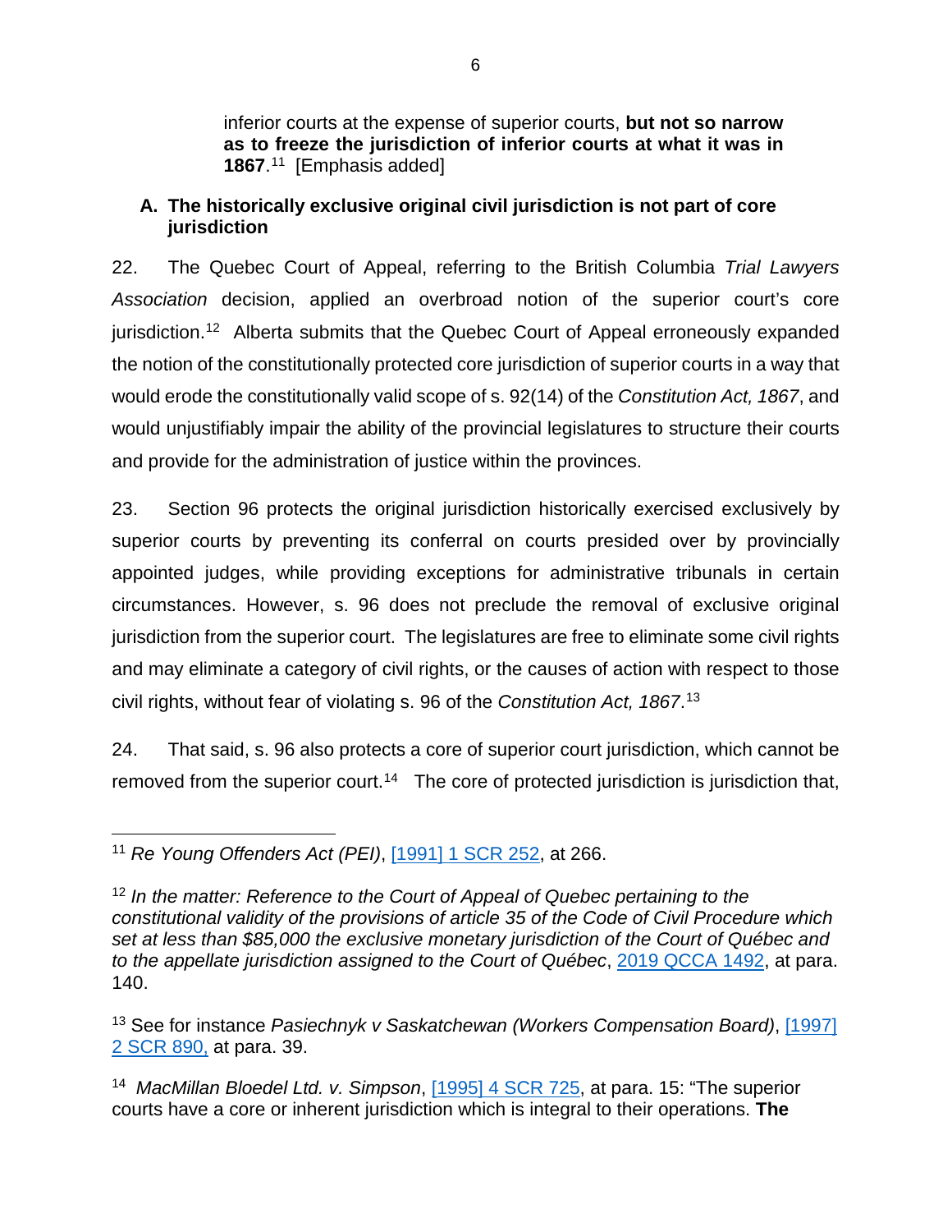inferior courts at the expense of superior courts, **but not so narrow as to freeze the jurisdiction of inferior courts at what it was in 1867**.[11] [Emphasis added]

## A. The historically exclusive original civil jurisdiction is not part of core jurisdiction

22. The Quebec Court of Appeal, referring to the British Columbia *Trial Lawyers Association* decision, applied an overbroad notion of the superior court's core jurisdiction.[12] Alberta submits that the Quebec Court of Appeal erroneously expanded the notion of the constitutionally protected core jurisdiction of superior courts in a way that would erode the constitutionally valid scope of s. 92(14) of the *Constitution Act, 1867*, and would unjustifiably impair the ability of the provincial legislatures to structure their courts and provide for the administration of justice within the provinces.

23. Section 96 protects the original jurisdiction historically exercised exclusively by superior courts by preventing its conferral on courts presided over by provincially appointed judges, while providing exceptions for administrative tribunals in certain circumstances. However, s. 96 does not preclude the removal of exclusive original jurisdiction from the superior court. The legislatures are free to eliminate some civil rights and may eliminate a category of civil rights, or the causes of action with respect to those civil rights, without fear of violating s. 96 of the *Constitution Act, 1867*.[13]

24. That said, s. 96 also protects a core of superior court jurisdiction, which cannot be removed from the superior court.[14] The core of protected jurisdiction is jurisdiction that,

---

[11] *Re Young Offenders Act (PEI)*, [1991] 1 SCR 252, at 266.

[12] *In the matter: Reference to the Court of Appeal of Quebec pertaining to the constitutional validity of the provisions of article 35 of the Code of Civil Procedure which set at less than $85,000 the exclusive monetary jurisdiction of the Court of Québec and to the appellate jurisdiction assigned to the Court of Québec*, 2019 QCCA 1492, at para. 140.

[13] See for instance *Pasiechnyk v Saskatchewan (Workers Compensation Board)*, [1997] 2 SCR 890, at para. 39.

[14] *MacMillan Bloedel Ltd. v. Simpson*, [1995] 4 SCR 725, at para. 15: "The superior courts have a core or inherent jurisdiction which is integral to their operations. **The**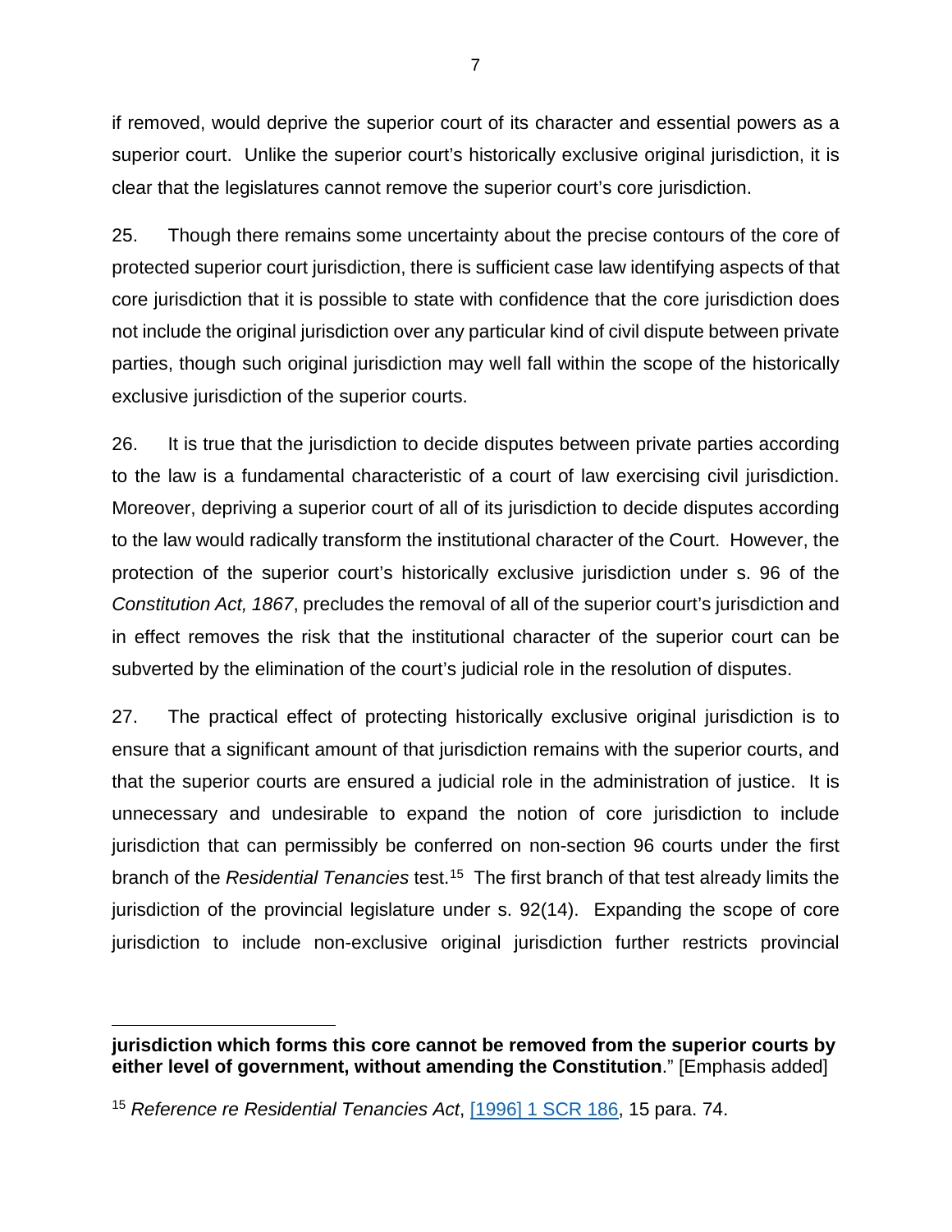if removed, would deprive the superior court of its character and essential powers as a superior court. Unlike the superior court's historically exclusive original jurisdiction, it is clear that the legislatures cannot remove the superior court's core jurisdiction.

25. Though there remains some uncertainty about the precise contours of the core of protected superior court jurisdiction, there is sufficient case law identifying aspects of that core jurisdiction that it is possible to state with confidence that the core jurisdiction does not include the original jurisdiction over any particular kind of civil dispute between private parties, though such original jurisdiction may well fall within the scope of the historically exclusive jurisdiction of the superior courts.

26. It is true that the jurisdiction to decide disputes between private parties according to the law is a fundamental characteristic of a court of law exercising civil jurisdiction. Moreover, depriving a superior court of all of its jurisdiction to decide disputes according to the law would radically transform the institutional character of the Court. However, the protection of the superior court's historically exclusive jurisdiction under s. 96 of the *Constitution Act, 1867*, precludes the removal of all of the superior court's jurisdiction and in effect removes the risk that the institutional character of the superior court can be subverted by the elimination of the court's judicial role in the resolution of disputes.

27. The practical effect of protecting historically exclusive original jurisdiction is to ensure that a significant amount of that jurisdiction remains with the superior courts, and that the superior courts are ensured a judicial role in the administration of justice. It is unnecessary and undesirable to expand the notion of core jurisdiction to include jurisdiction that can permissibly be conferred on non-section 96 courts under the first branch of the *Residential Tenancies* test.[15] The first branch of that test already limits the jurisdiction of the provincial legislature under s. 92(14). Expanding the scope of core jurisdiction to include non-exclusive original jurisdiction further restricts provincial

---

**jurisdiction which forms this core cannot be removed from the superior courts by either level of government, without amending the Constitution**." [Emphasis added]

[15] *Reference re Residential Tenancies Act*, [1996] 1 SCR 186, 15 para. 74.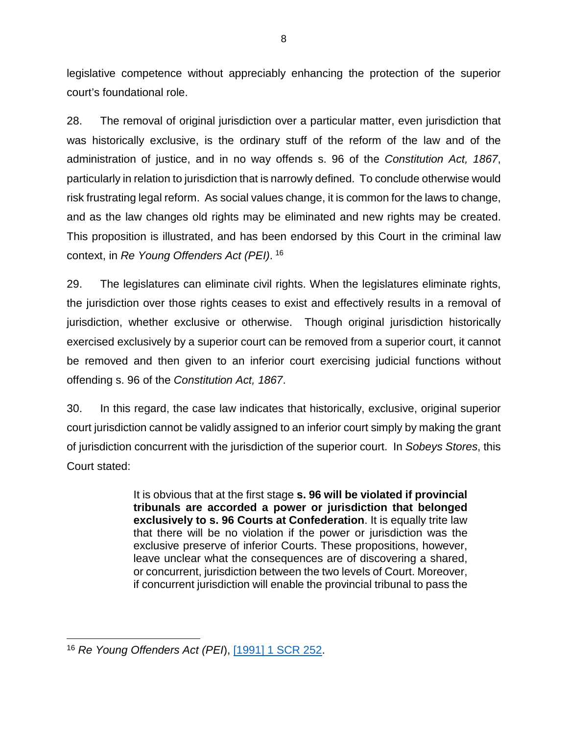legislative competence without appreciably enhancing the protection of the superior court's foundational role.

28. The removal of original jurisdiction over a particular matter, even jurisdiction that was historically exclusive, is the ordinary stuff of the reform of the law and of the administration of justice, and in no way offends s. 96 of the *Constitution Act, 1867*, particularly in relation to jurisdiction that is narrowly defined. To conclude otherwise would risk frustrating legal reform. As social values change, it is common for the laws to change, and as the law changes old rights may be eliminated and new rights may be created. This proposition is illustrated, and has been endorsed by this Court in the criminal law context, in *Re Young Offenders Act (PEI)*. [16]

29. The legislatures can eliminate civil rights. When the legislatures eliminate rights, the jurisdiction over those rights ceases to exist and effectively results in a removal of jurisdiction, whether exclusive or otherwise. Though original jurisdiction historically exercised exclusively by a superior court can be removed from a superior court, it cannot be removed and then given to an inferior court exercising judicial functions without offending s. 96 of the *Constitution Act, 1867*.

30. In this regard, the case law indicates that historically, exclusive, original superior court jurisdiction cannot be validly assigned to an inferior court simply by making the grant of jurisdiction concurrent with the jurisdiction of the superior court. In *Sobeys Stores*, this Court stated:

> It is obvious that at the first stage **s. 96 will be violated if provincial tribunals are accorded a power or jurisdiction that belonged exclusively to s. 96 Courts at Confederation**. It is equally trite law that there will be no violation if the power or jurisdiction was the exclusive preserve of inferior Courts. These propositions, however, leave unclear what the consequences are of discovering a shared, or concurrent, jurisdiction between the two levels of Court. Moreover, if concurrent jurisdiction will enable the provincial tribunal to pass the

---

[16] *Re Young Offenders Act (PEI)*, [1991] 1 SCR 252.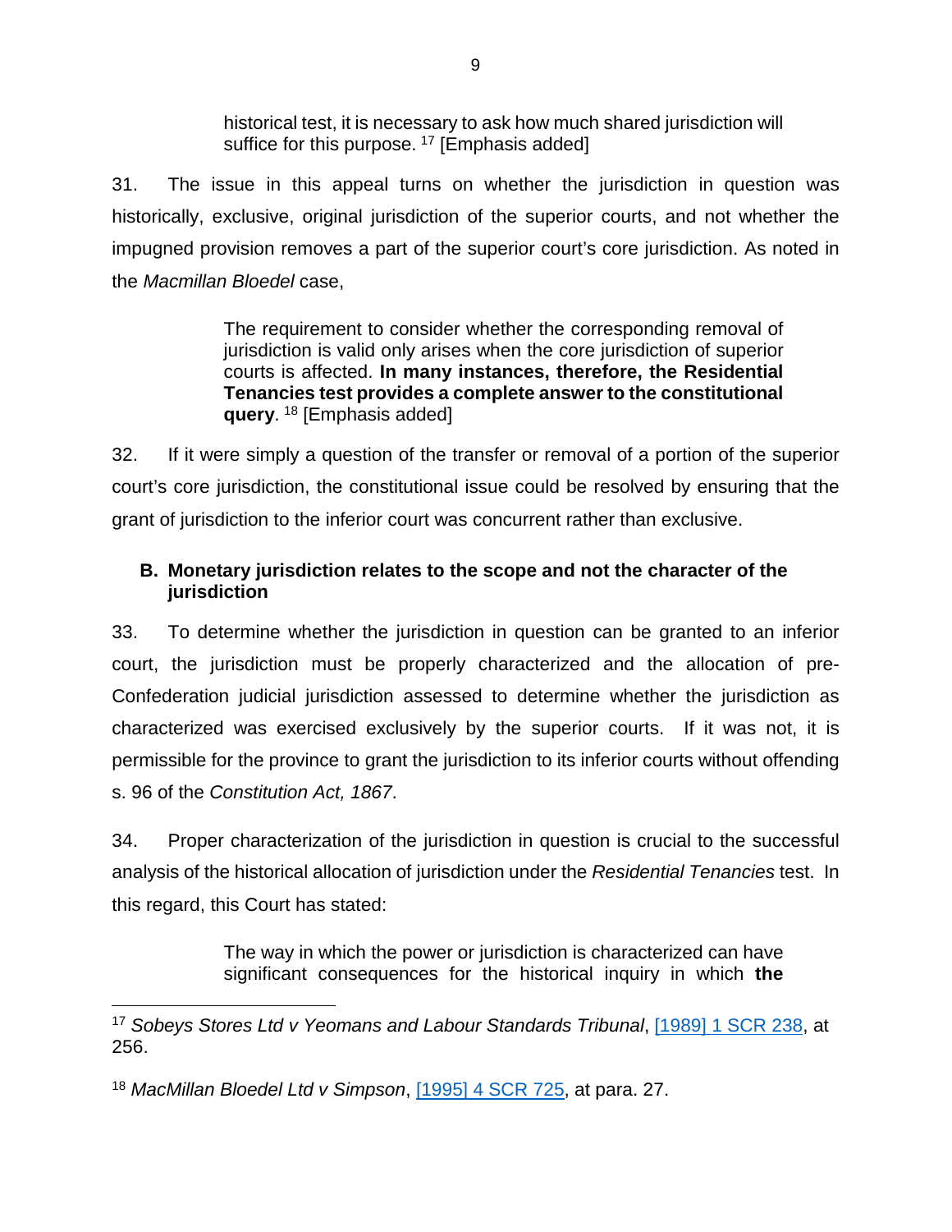> historical test, it is necessary to ask how much shared jurisdiction will suffice for this purpose. [17] [Emphasis added]

31. The issue in this appeal turns on whether the jurisdiction in question was historically, exclusive, original jurisdiction of the superior courts, and not whether the impugned provision removes a part of the superior court's core jurisdiction. As noted in the *Macmillan Bloedel* case,

> The requirement to consider whether the corresponding removal of jurisdiction is valid only arises when the core jurisdiction of superior courts is affected. **In many instances, therefore, the Residential Tenancies test provides a complete answer to the constitutional query**. [18] [Emphasis added]

32. If it were simply a question of the transfer or removal of a portion of the superior court's core jurisdiction, the constitutional issue could be resolved by ensuring that the grant of jurisdiction to the inferior court was concurrent rather than exclusive.

### B. Monetary jurisdiction relates to the scope and not the character of the jurisdiction

33. To determine whether the jurisdiction in question can be granted to an inferior court, the jurisdiction must be properly characterized and the allocation of pre-Confederation judicial jurisdiction assessed to determine whether the jurisdiction as characterized was exercised exclusively by the superior courts. If it was not, it is permissible for the province to grant the jurisdiction to its inferior courts without offending s. 96 of the *Constitution Act, 1867*.

34. Proper characterization of the jurisdiction in question is crucial to the successful analysis of the historical allocation of jurisdiction under the *Residential Tenancies* test. In this regard, this Court has stated:

> The way in which the power or jurisdiction is characterized can have significant consequences for the historical inquiry in which **the**

---

[17] *Sobeys Stores Ltd v Yeomans and Labour Standards Tribunal*, [1989] 1 SCR 238, at 256.

[18] *MacMillan Bloedel Ltd v Simpson*, [1995] 4 SCR 725, at para. 27.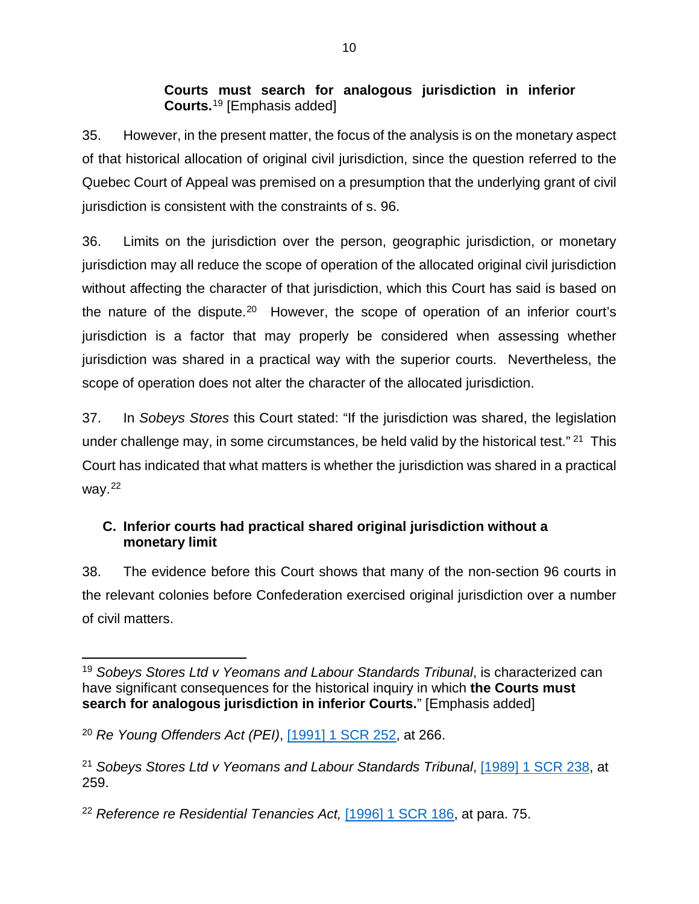> **Courts must search for analogous jurisdiction in inferior Courts.**[19] [Emphasis added]

35. However, in the present matter, the focus of the analysis is on the monetary aspect of that historical allocation of original civil jurisdiction, since the question referred to the Quebec Court of Appeal was premised on a presumption that the underlying grant of civil jurisdiction is consistent with the constraints of s. 96.

36. Limits on the jurisdiction over the person, geographic jurisdiction, or monetary jurisdiction may all reduce the scope of operation of the allocated original civil jurisdiction without affecting the character of that jurisdiction, which this Court has said is based on the nature of the dispute.[20] However, the scope of operation of an inferior court's jurisdiction is a factor that may properly be considered when assessing whether jurisdiction was shared in a practical way with the superior courts. Nevertheless, the scope of operation does not alter the character of the allocated jurisdiction.

37. In *Sobeys Stores* this Court stated: "If the jurisdiction was shared, the legislation under challenge may, in some circumstances, be held valid by the historical test." [21] This Court has indicated that what matters is whether the jurisdiction was shared in a practical way.[22]

### C. Inferior courts had practical shared original jurisdiction without a monetary limit

38. The evidence before this Court shows that many of the non-section 96 courts in the relevant colonies before Confederation exercised original jurisdiction over a number of civil matters.

---

[19] *Sobeys Stores Ltd v Yeomans and Labour Standards Tribunal*, is characterized can have significant consequences for the historical inquiry in which **the Courts must search for analogous jurisdiction in inferior Courts.**" [Emphasis added]

[20] *Re Young Offenders Act (PEI)*, [1991] 1 SCR 252, at 266.

[21] *Sobeys Stores Ltd v Yeomans and Labour Standards Tribunal*, [1989] 1 SCR 238, at 259.

[22] *Reference re Residential Tenancies Act,* [1996] 1 SCR 186, at para. 75.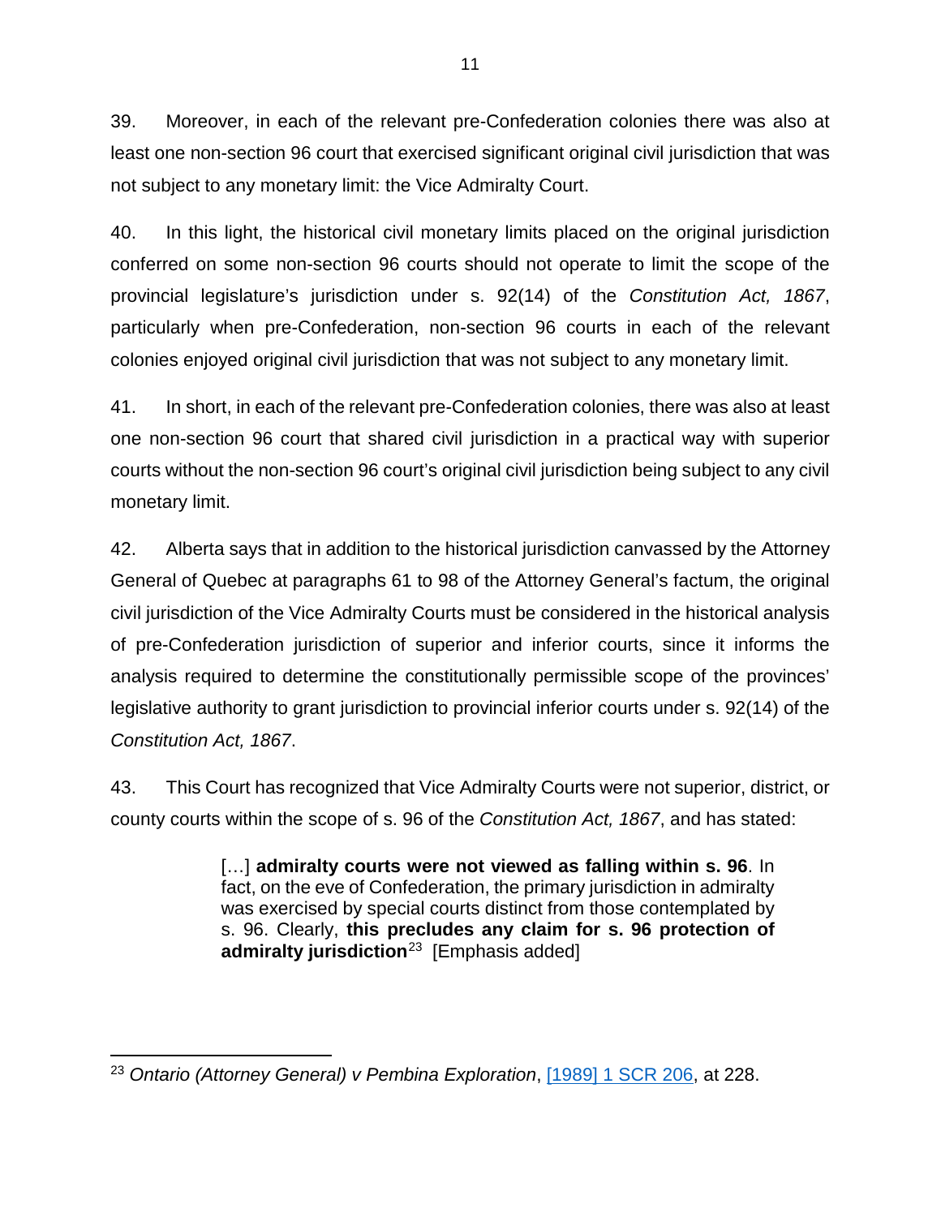39. Moreover, in each of the relevant pre-Confederation colonies there was also at least one non-section 96 court that exercised significant original civil jurisdiction that was not subject to any monetary limit: the Vice Admiralty Court.

40. In this light, the historical civil monetary limits placed on the original jurisdiction conferred on some non-section 96 courts should not operate to limit the scope of the provincial legislature's jurisdiction under s. 92(14) of the *Constitution Act, 1867*, particularly when pre-Confederation, non-section 96 courts in each of the relevant colonies enjoyed original civil jurisdiction that was not subject to any monetary limit.

41. In short, in each of the relevant pre-Confederation colonies, there was also at least one non-section 96 court that shared civil jurisdiction in a practical way with superior courts without the non-section 96 court's original civil jurisdiction being subject to any civil monetary limit.

42. Alberta says that in addition to the historical jurisdiction canvassed by the Attorney General of Quebec at paragraphs 61 to 98 of the Attorney General's factum, the original civil jurisdiction of the Vice Admiralty Courts must be considered in the historical analysis of pre-Confederation jurisdiction of superior and inferior courts, since it informs the analysis required to determine the constitutionally permissible scope of the provinces' legislative authority to grant jurisdiction to provincial inferior courts under s. 92(14) of the *Constitution Act, 1867*.

43. This Court has recognized that Vice Admiralty Courts were not superior, district, or county courts within the scope of s. 96 of the *Constitution Act, 1867*, and has stated:

> […] **admiralty courts were not viewed as falling within s. 96**. In fact, on the eve of Confederation, the primary jurisdiction in admiralty was exercised by special courts distinct from those contemplated by s. 96. Clearly, **this precludes any claim for s. 96 protection of admiralty jurisdiction**[23] [Emphasis added]

[23] *Ontario (Attorney General) v Pembina Exploration*, [1989] 1 SCR 206, at 228.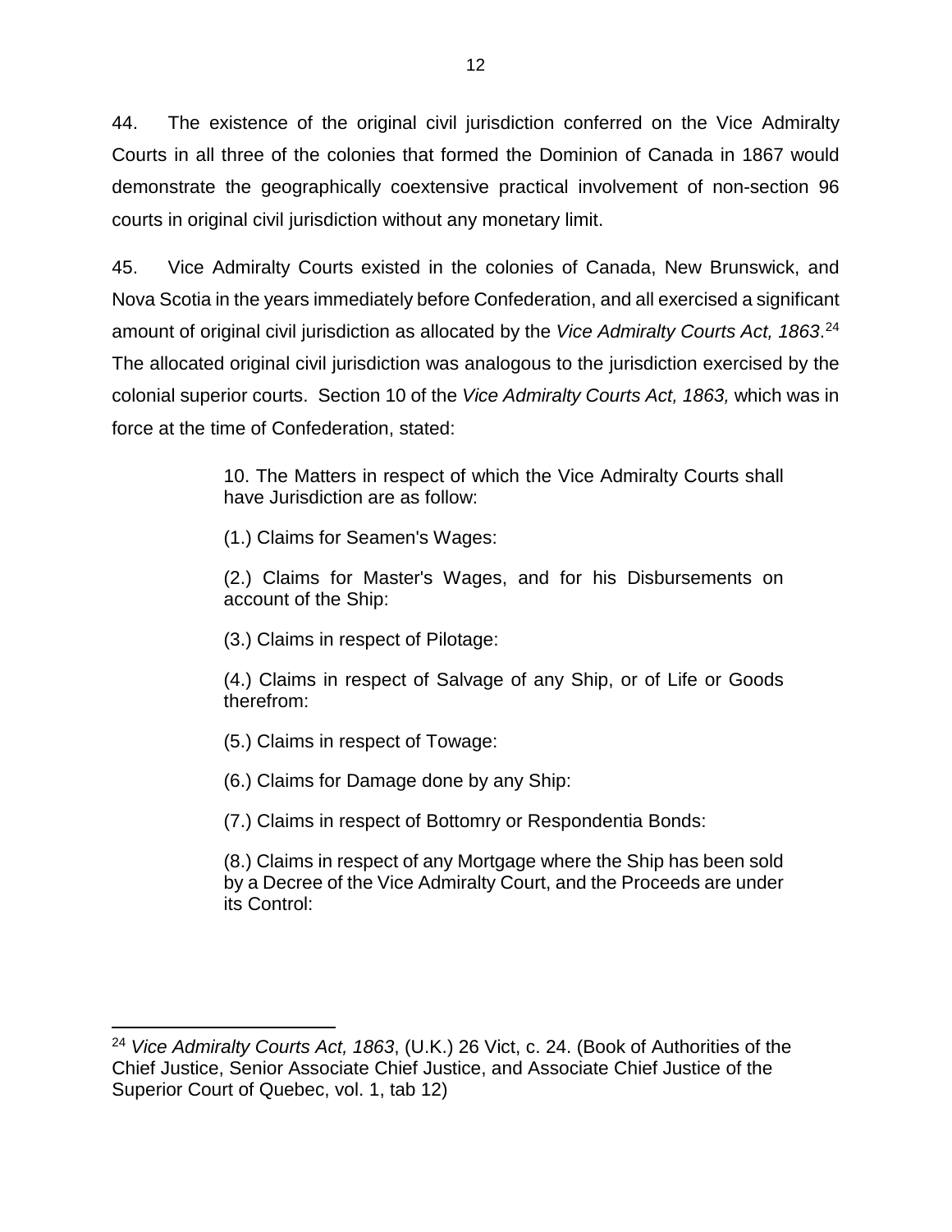44. The existence of the original civil jurisdiction conferred on the Vice Admiralty Courts in all three of the colonies that formed the Dominion of Canada in 1867 would demonstrate the geographically coextensive practical involvement of non-section 96 courts in original civil jurisdiction without any monetary limit.

45. Vice Admiralty Courts existed in the colonies of Canada, New Brunswick, and Nova Scotia in the years immediately before Confederation, and all exercised a significant amount of original civil jurisdiction as allocated by the *Vice Admiralty Courts Act, 1863*.[24] The allocated original civil jurisdiction was analogous to the jurisdiction exercised by the colonial superior courts. Section 10 of the *Vice Admiralty Courts Act, 1863,* which was in force at the time of Confederation, stated:

> 10. The Matters in respect of which the Vice Admiralty Courts shall have Jurisdiction are as follow:
>
> (1.) Claims for Seamen's Wages:
>
> (2.) Claims for Master's Wages, and for his Disbursements on account of the Ship:
>
> (3.) Claims in respect of Pilotage:
>
> (4.) Claims in respect of Salvage of any Ship, or of Life or Goods therefrom:
>
> (5.) Claims in respect of Towage:
>
> (6.) Claims for Damage done by any Ship:
>
> (7.) Claims in respect of Bottomry or Respondentia Bonds:
>
> (8.) Claims in respect of any Mortgage where the Ship has been sold by a Decree of the Vice Admiralty Court, and the Proceeds are under its Control:

---

[24] *Vice Admiralty Courts Act, 1863*, (U.K.) 26 Vict, c. 24. (Book of Authorities of the Chief Justice, Senior Associate Chief Justice, and Associate Chief Justice of the Superior Court of Quebec, vol. 1, tab 12)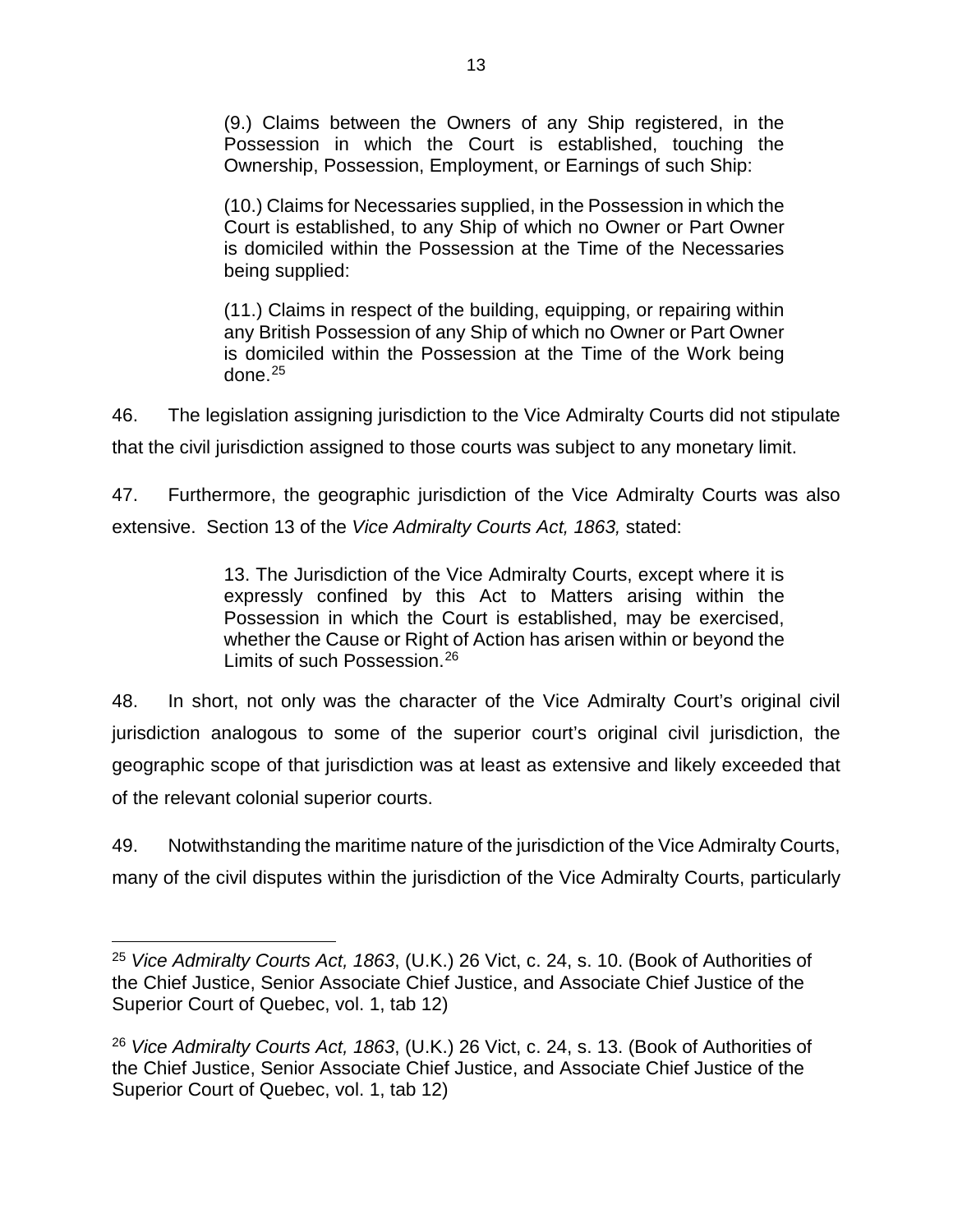> (9.) Claims between the Owners of any Ship registered, in the Possession in which the Court is established, touching the Ownership, Possession, Employment, or Earnings of such Ship:
>
> (10.) Claims for Necessaries supplied, in the Possession in which the Court is established, to any Ship of which no Owner or Part Owner is domiciled within the Possession at the Time of the Necessaries being supplied:
>
> (11.) Claims in respect of the building, equipping, or repairing within any British Possession of any Ship of which no Owner or Part Owner is domiciled within the Possession at the Time of the Work being done.[25]

46. The legislation assigning jurisdiction to the Vice Admiralty Courts did not stipulate that the civil jurisdiction assigned to those courts was subject to any monetary limit.

47. Furthermore, the geographic jurisdiction of the Vice Admiralty Courts was also extensive. Section 13 of the *Vice Admiralty Courts Act, 1863,* stated:

> 13. The Jurisdiction of the Vice Admiralty Courts, except where it is expressly confined by this Act to Matters arising within the Possession in which the Court is established, may be exercised, whether the Cause or Right of Action has arisen within or beyond the Limits of such Possession.[26]

48. In short, not only was the character of the Vice Admiralty Court's original civil jurisdiction analogous to some of the superior court's original civil jurisdiction, the geographic scope of that jurisdiction was at least as extensive and likely exceeded that of the relevant colonial superior courts.

49. Notwithstanding the maritime nature of the jurisdiction of the Vice Admiralty Courts, many of the civil disputes within the jurisdiction of the Vice Admiralty Courts, particularly

---

[25] *Vice Admiralty Courts Act, 1863*, (U.K.) 26 Vict, c. 24, s. 10. (Book of Authorities of the Chief Justice, Senior Associate Chief Justice, and Associate Chief Justice of the Superior Court of Quebec, vol. 1, tab 12)

[26] *Vice Admiralty Courts Act, 1863*, (U.K.) 26 Vict, c. 24, s. 13. (Book of Authorities of the Chief Justice, Senior Associate Chief Justice, and Associate Chief Justice of the Superior Court of Quebec, vol. 1, tab 12)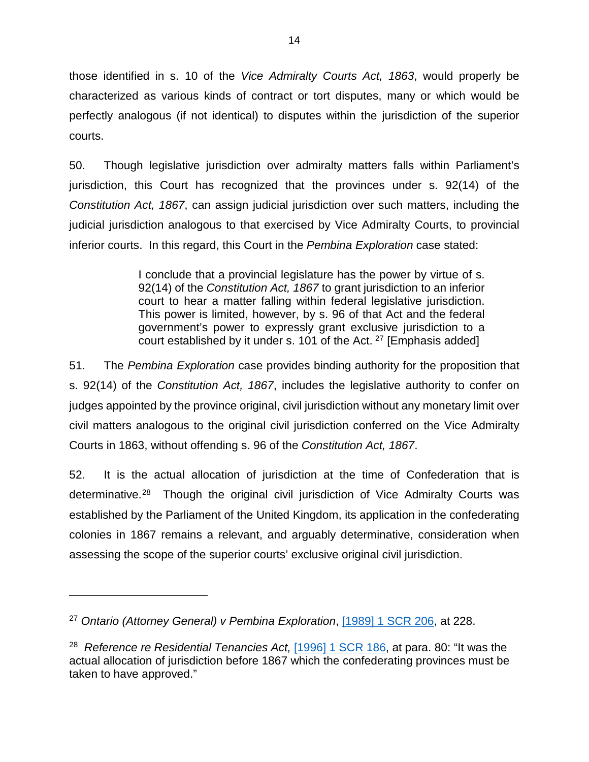those identified in s. 10 of the *Vice Admiralty Courts Act, 1863*, would properly be characterized as various kinds of contract or tort disputes, many or which would be perfectly analogous (if not identical) to disputes within the jurisdiction of the superior courts.

50. Though legislative jurisdiction over admiralty matters falls within Parliament's jurisdiction, this Court has recognized that the provinces under s. 92(14) of the *Constitution Act, 1867*, can assign judicial jurisdiction over such matters, including the judicial jurisdiction analogous to that exercised by Vice Admiralty Courts, to provincial inferior courts. In this regard, this Court in the *Pembina Exploration* case stated:

> I conclude that a provincial legislature has the power by virtue of s. 92(14) of the *Constitution Act, 1867* to grant jurisdiction to an inferior court to hear a matter falling within federal legislative jurisdiction. This power is limited, however, by s. 96 of that Act and the federal government's power to expressly grant exclusive jurisdiction to a court established by it under s. 101 of the Act. [27] [Emphasis added]

51. The *Pembina Exploration* case provides binding authority for the proposition that s. 92(14) of the *Constitution Act, 1867*, includes the legislative authority to confer on judges appointed by the province original, civil jurisdiction without any monetary limit over civil matters analogous to the original civil jurisdiction conferred on the Vice Admiralty Courts in 1863, without offending s. 96 of the *Constitution Act, 1867*.

52. It is the actual allocation of jurisdiction at the time of Confederation that is determinative.[28] Though the original civil jurisdiction of Vice Admiralty Courts was established by the Parliament of the United Kingdom, its application in the confederating colonies in 1867 remains a relevant, and arguably determinative, consideration when assessing the scope of the superior courts' exclusive original civil jurisdiction.

---

[27] *Ontario (Attorney General) v Pembina Exploration*, [1989] 1 SCR 206, at 228.

[28] *Reference re Residential Tenancies Act,* [1996] 1 SCR 186, at para. 80: "It was the actual allocation of jurisdiction before 1867 which the confederating provinces must be taken to have approved."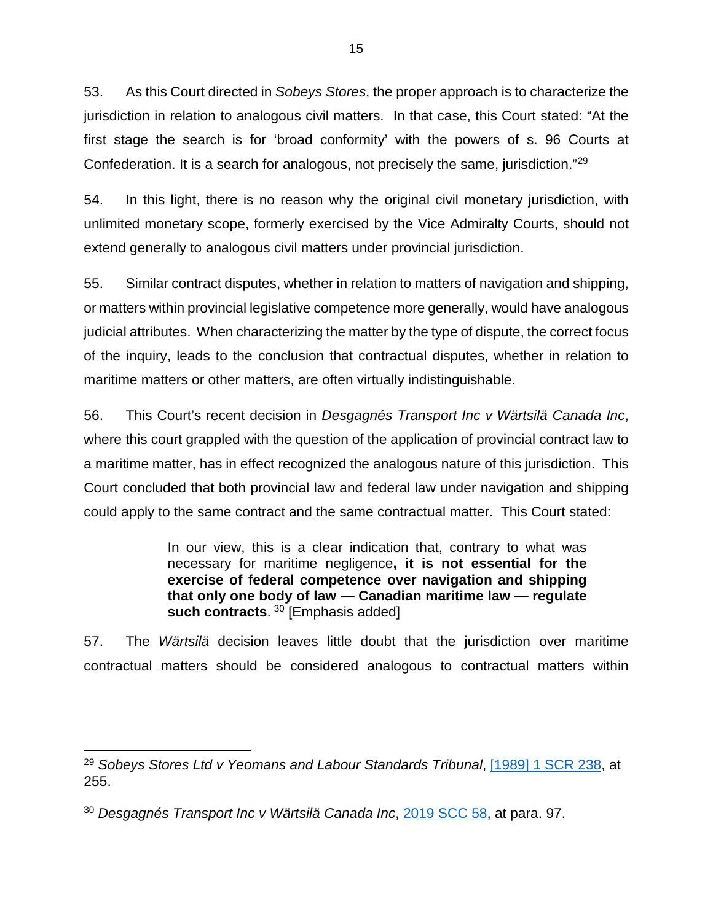53. As this Court directed in *Sobeys Stores*, the proper approach is to characterize the jurisdiction in relation to analogous civil matters. In that case, this Court stated: "At the first stage the search is for 'broad conformity' with the powers of s. 96 Courts at Confederation. It is a search for analogous, not precisely the same, jurisdiction."[29]

54. In this light, there is no reason why the original civil monetary jurisdiction, with unlimited monetary scope, formerly exercised by the Vice Admiralty Courts, should not extend generally to analogous civil matters under provincial jurisdiction.

55. Similar contract disputes, whether in relation to matters of navigation and shipping, or matters within provincial legislative competence more generally, would have analogous judicial attributes. When characterizing the matter by the type of dispute, the correct focus of the inquiry, leads to the conclusion that contractual disputes, whether in relation to maritime matters or other matters, are often virtually indistinguishable.

56. This Court's recent decision in *Desgagnés Transport Inc v Wärtsilä Canada Inc*, where this court grappled with the question of the application of provincial contract law to a maritime matter, has in effect recognized the analogous nature of this jurisdiction. This Court concluded that both provincial law and federal law under navigation and shipping could apply to the same contract and the same contractual matter. This Court stated:

> In our view, this is a clear indication that, contrary to what was necessary for maritime negligence**, it is not essential for the exercise of federal competence over navigation and shipping that only one body of law — Canadian maritime law — regulate such contracts**. [30] [Emphasis added]

57. The *Wärtsilä* decision leaves little doubt that the jurisdiction over maritime contractual matters should be considered analogous to contractual matters within

---

[29] *Sobeys Stores Ltd v Yeomans and Labour Standards Tribunal*, [1989] 1 SCR 238, at 255.

[30] *Desgagnés Transport Inc v Wärtsilä Canada Inc*, 2019 SCC 58, at para. 97.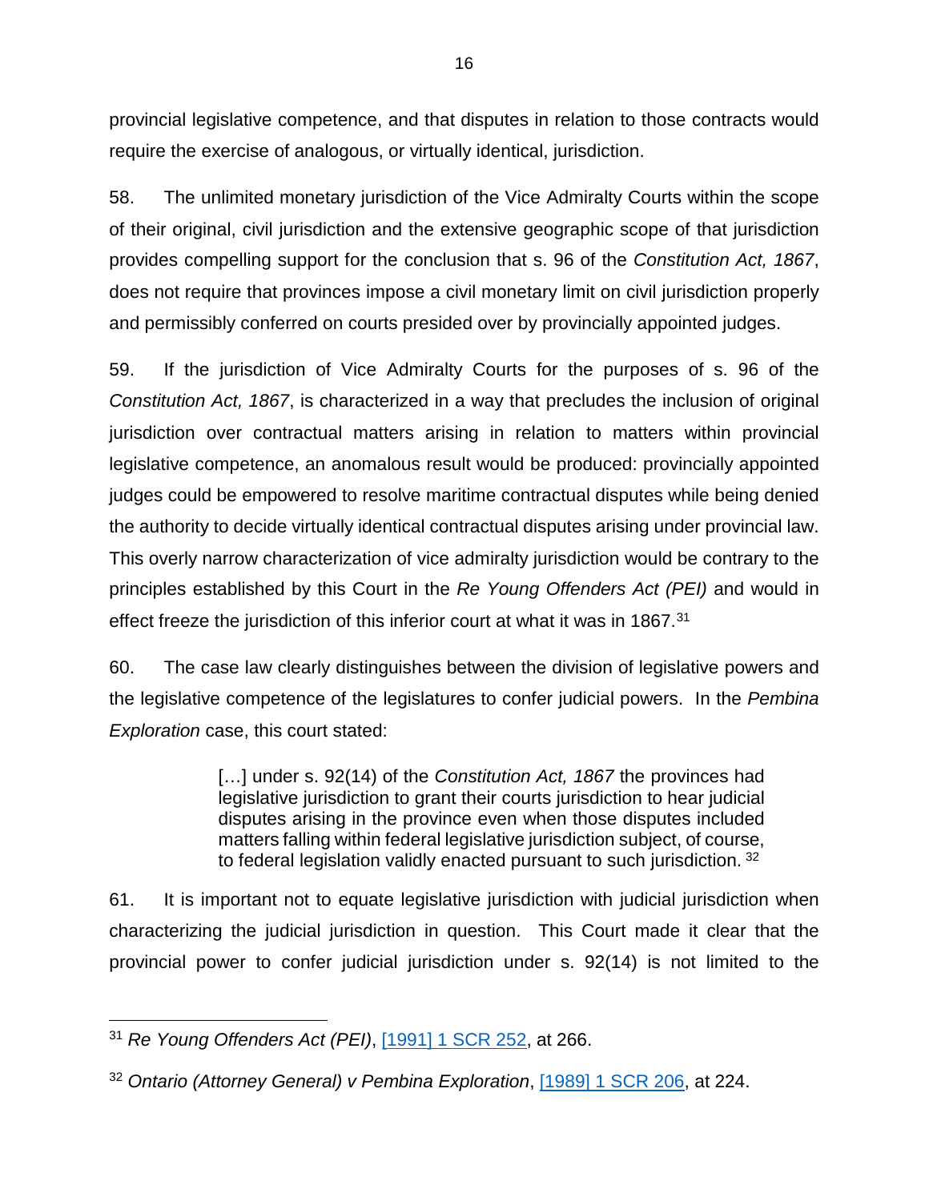provincial legislative competence, and that disputes in relation to those contracts would require the exercise of analogous, or virtually identical, jurisdiction.

58. The unlimited monetary jurisdiction of the Vice Admiralty Courts within the scope of their original, civil jurisdiction and the extensive geographic scope of that jurisdiction provides compelling support for the conclusion that s. 96 of the *Constitution Act, 1867*, does not require that provinces impose a civil monetary limit on civil jurisdiction properly and permissibly conferred on courts presided over by provincially appointed judges.

59. If the jurisdiction of Vice Admiralty Courts for the purposes of s. 96 of the *Constitution Act, 1867*, is characterized in a way that precludes the inclusion of original jurisdiction over contractual matters arising in relation to matters within provincial legislative competence, an anomalous result would be produced: provincially appointed judges could be empowered to resolve maritime contractual disputes while being denied the authority to decide virtually identical contractual disputes arising under provincial law. This overly narrow characterization of vice admiralty jurisdiction would be contrary to the principles established by this Court in the *Re Young Offenders Act (PEI)* and would in effect freeze the jurisdiction of this inferior court at what it was in 1867.[31]

60. The case law clearly distinguishes between the division of legislative powers and the legislative competence of the legislatures to confer judicial powers. In the *Pembina Exploration* case, this court stated:

> […] under s. 92(14) of the *Constitution Act, 1867* the provinces had legislative jurisdiction to grant their courts jurisdiction to hear judicial disputes arising in the province even when those disputes included matters falling within federal legislative jurisdiction subject, of course, to federal legislation validly enacted pursuant to such jurisdiction. [32]

61. It is important not to equate legislative jurisdiction with judicial jurisdiction when characterizing the judicial jurisdiction in question. This Court made it clear that the provincial power to confer judicial jurisdiction under s. 92(14) is not limited to the

---

[31] *Re Young Offenders Act (PEI)*, [1991] 1 SCR 252, at 266.

[32] *Ontario (Attorney General) v Pembina Exploration*, [1989] 1 SCR 206, at 224.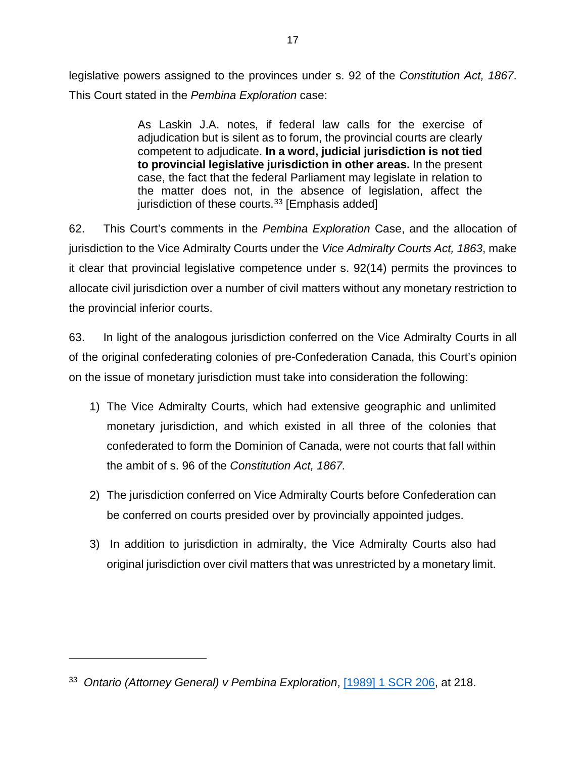legislative powers assigned to the provinces under s. 92 of the *Constitution Act, 1867*. This Court stated in the *Pembina Exploration* case:

> As Laskin J.A. notes, if federal law calls for the exercise of adjudication but is silent as to forum, the provincial courts are clearly competent to adjudicate. **In a word, judicial jurisdiction is not tied to provincial legislative jurisdiction in other areas.** In the present case, the fact that the federal Parliament may legislate in relation to the matter does not, in the absence of legislation, affect the jurisdiction of these courts.[33] [Emphasis added]

62. This Court's comments in the *Pembina Exploration* Case, and the allocation of jurisdiction to the Vice Admiralty Courts under the *Vice Admiralty Courts Act, 1863*, make it clear that provincial legislative competence under s. 92(14) permits the provinces to allocate civil jurisdiction over a number of civil matters without any monetary restriction to the provincial inferior courts.

63. In light of the analogous jurisdiction conferred on the Vice Admiralty Courts in all of the original confederating colonies of pre-Confederation Canada, this Court's opinion on the issue of monetary jurisdiction must take into consideration the following:

1) The Vice Admiralty Courts, which had extensive geographic and unlimited monetary jurisdiction, and which existed in all three of the colonies that confederated to form the Dominion of Canada, were not courts that fall within the ambit of s. 96 of the *Constitution Act, 1867.*

2) The jurisdiction conferred on Vice Admiralty Courts before Confederation can be conferred on courts presided over by provincially appointed judges.

3) In addition to jurisdiction in admiralty, the Vice Admiralty Courts also had original jurisdiction over civil matters that was unrestricted by a monetary limit.

---

[33] *Ontario (Attorney General) v Pembina Exploration*, [1989] 1 SCR 206, at 218.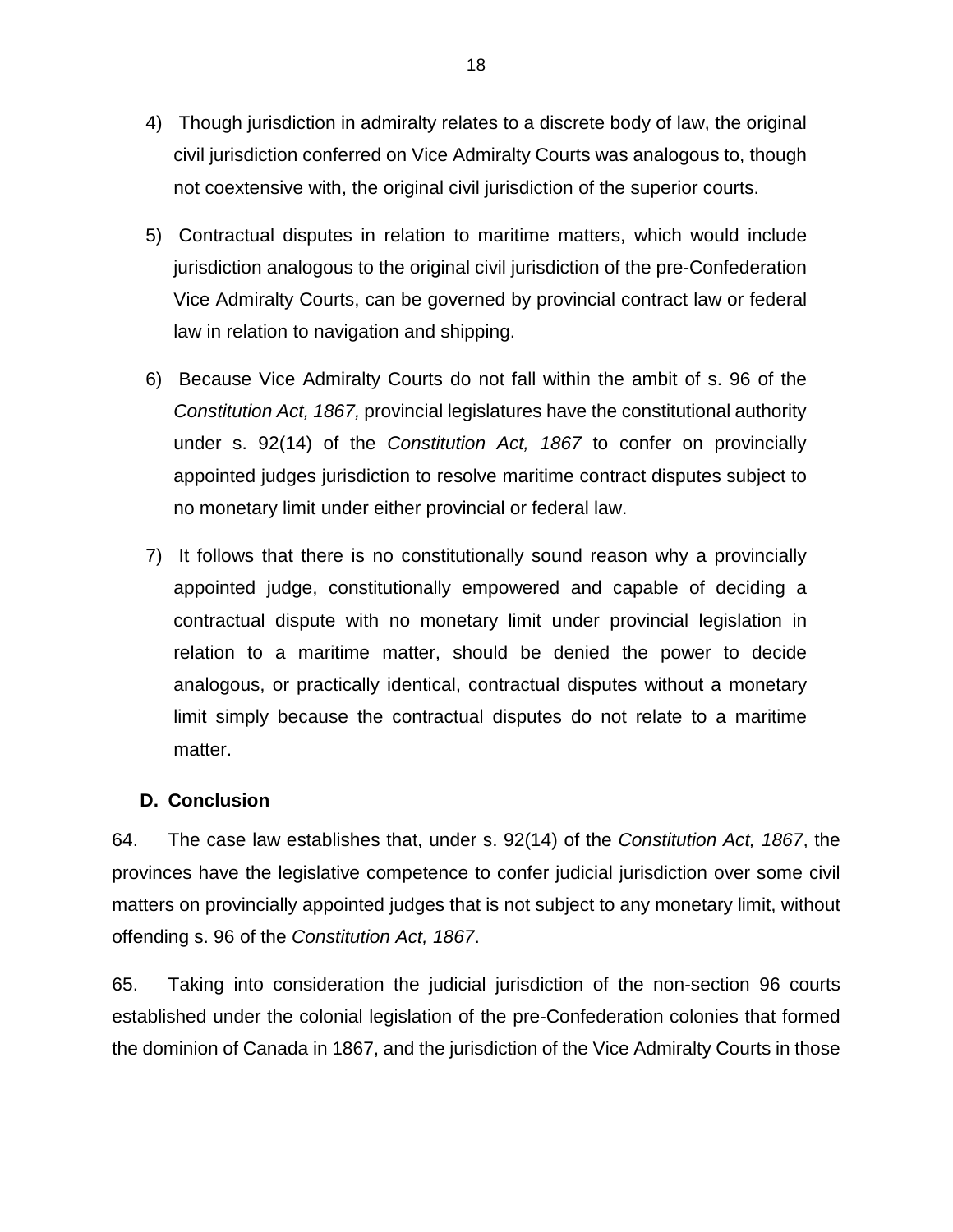4) Though jurisdiction in admiralty relates to a discrete body of law, the original civil jurisdiction conferred on Vice Admiralty Courts was analogous to, though not coextensive with, the original civil jurisdiction of the superior courts.

5) Contractual disputes in relation to maritime matters, which would include jurisdiction analogous to the original civil jurisdiction of the pre-Confederation Vice Admiralty Courts, can be governed by provincial contract law or federal law in relation to navigation and shipping.

6) Because Vice Admiralty Courts do not fall within the ambit of s. 96 of the *Constitution Act, 1867,* provincial legislatures have the constitutional authority under s. 92(14) of the *Constitution Act, 1867* to confer on provincially appointed judges jurisdiction to resolve maritime contract disputes subject to no monetary limit under either provincial or federal law.

7) It follows that there is no constitutionally sound reason why a provincially appointed judge, constitutionally empowered and capable of deciding a contractual dispute with no monetary limit under provincial legislation in relation to a maritime matter, should be denied the power to decide analogous, or practically identical, contractual disputes without a monetary limit simply because the contractual disputes do not relate to a maritime matter.

### D. Conclusion

64. The case law establishes that, under s. 92(14) of the *Constitution Act, 1867*, the provinces have the legislative competence to confer judicial jurisdiction over some civil matters on provincially appointed judges that is not subject to any monetary limit, without offending s. 96 of the *Constitution Act, 1867*.

65. Taking into consideration the judicial jurisdiction of the non-section 96 courts established under the colonial legislation of the pre-Confederation colonies that formed the dominion of Canada in 1867, and the jurisdiction of the Vice Admiralty Courts in those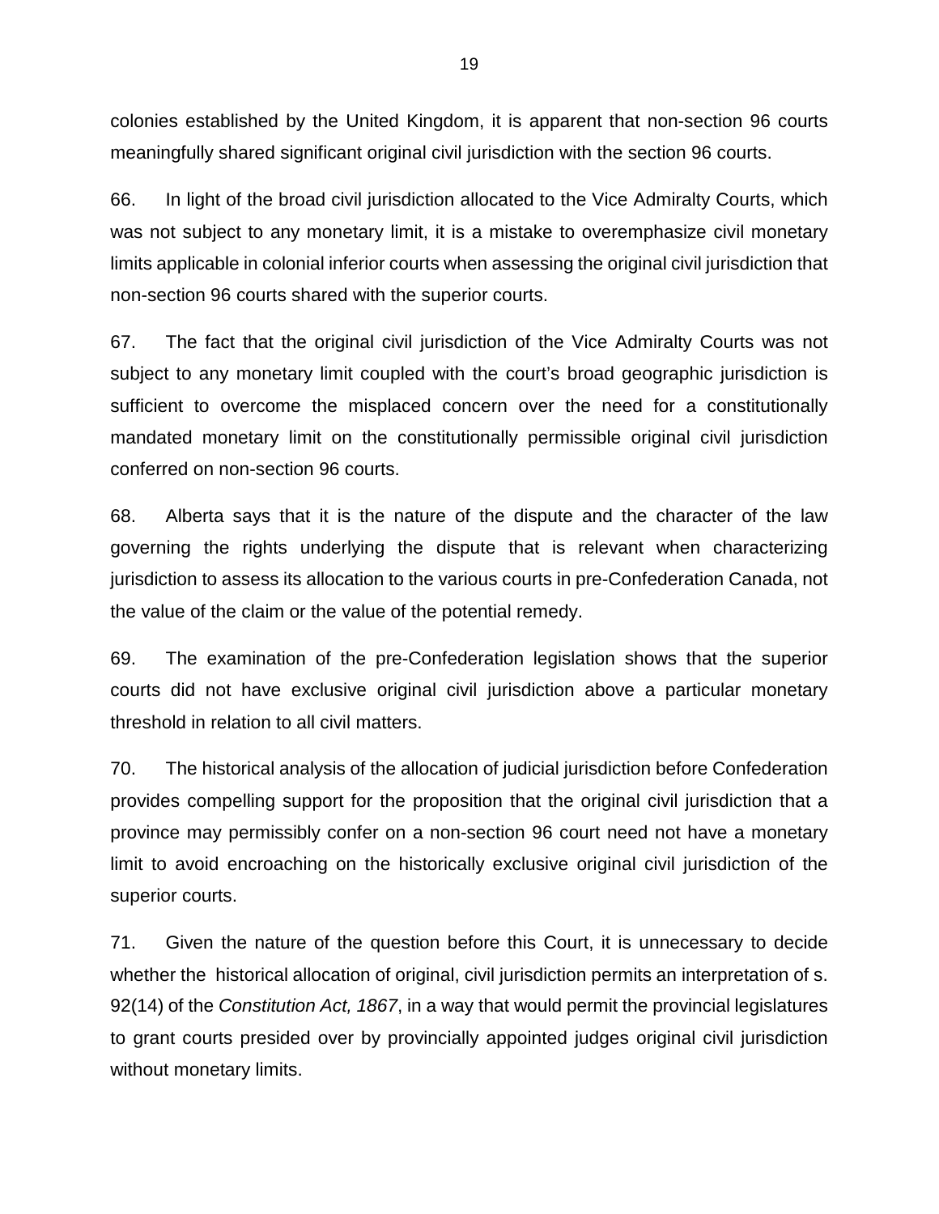colonies established by the United Kingdom, it is apparent that non-section 96 courts meaningfully shared significant original civil jurisdiction with the section 96 courts.

66. In light of the broad civil jurisdiction allocated to the Vice Admiralty Courts, which was not subject to any monetary limit, it is a mistake to overemphasize civil monetary limits applicable in colonial inferior courts when assessing the original civil jurisdiction that non-section 96 courts shared with the superior courts.

67. The fact that the original civil jurisdiction of the Vice Admiralty Courts was not subject to any monetary limit coupled with the court's broad geographic jurisdiction is sufficient to overcome the misplaced concern over the need for a constitutionally mandated monetary limit on the constitutionally permissible original civil jurisdiction conferred on non-section 96 courts.

68. Alberta says that it is the nature of the dispute and the character of the law governing the rights underlying the dispute that is relevant when characterizing jurisdiction to assess its allocation to the various courts in pre-Confederation Canada, not the value of the claim or the value of the potential remedy.

69. The examination of the pre-Confederation legislation shows that the superior courts did not have exclusive original civil jurisdiction above a particular monetary threshold in relation to all civil matters.

70. The historical analysis of the allocation of judicial jurisdiction before Confederation provides compelling support for the proposition that the original civil jurisdiction that a province may permissibly confer on a non-section 96 court need not have a monetary limit to avoid encroaching on the historically exclusive original civil jurisdiction of the superior courts.

71. Given the nature of the question before this Court, it is unnecessary to decide whether the historical allocation of original, civil jurisdiction permits an interpretation of s. 92(14) of the *Constitution Act, 1867*, in a way that would permit the provincial legislatures to grant courts presided over by provincially appointed judges original civil jurisdiction without monetary limits.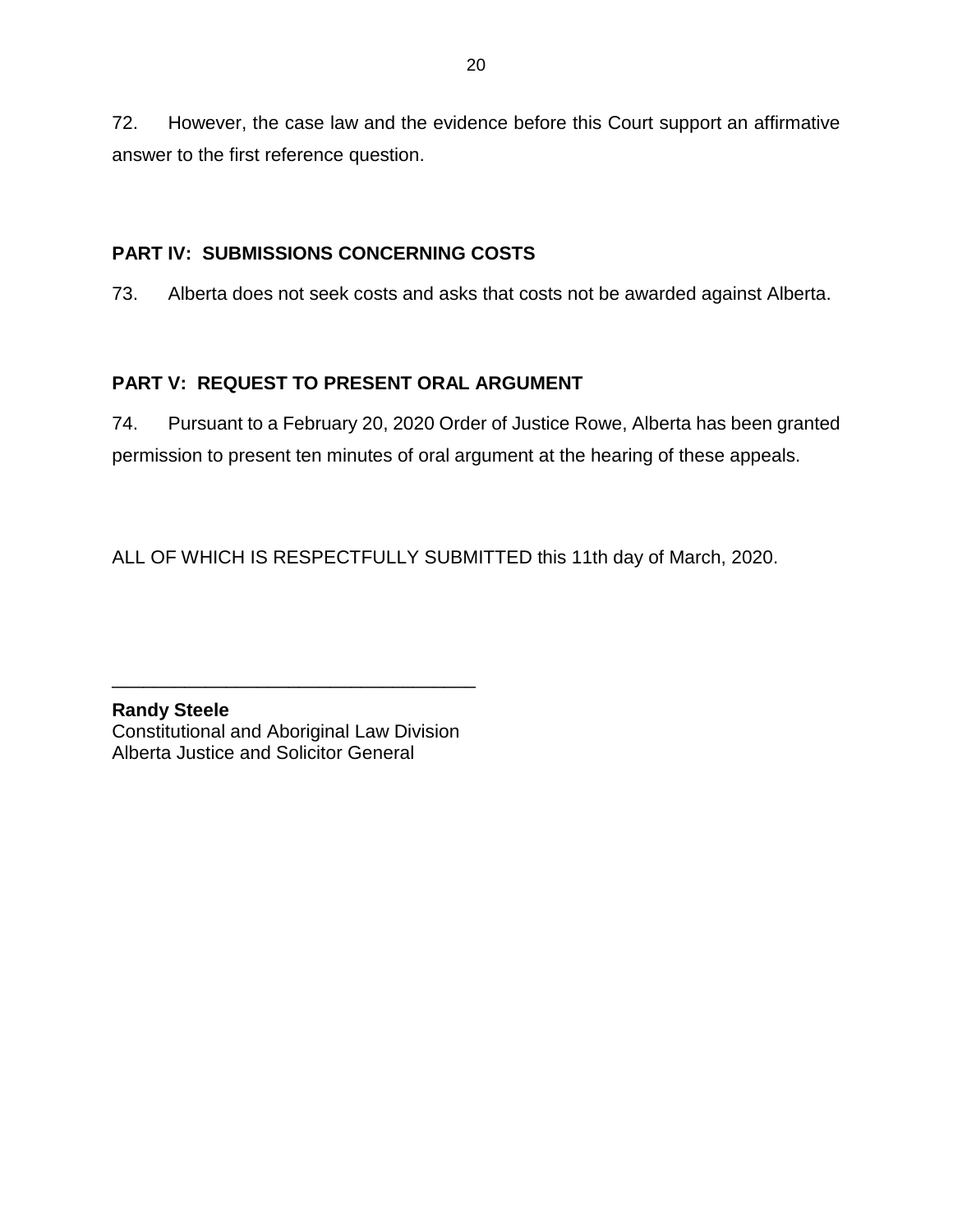72. However, the case law and the evidence before this Court support an affirmative answer to the first reference question.

## PART IV: SUBMISSIONS CONCERNING COSTS

73. Alberta does not seek costs and asks that costs not be awarded against Alberta.

## PART V: REQUEST TO PRESENT ORAL ARGUMENT

74. Pursuant to a February 20, 2020 Order of Justice Rowe, Alberta has been granted permission to present ten minutes of oral argument at the hearing of these appeals.

ALL OF WHICH IS RESPECTFULLY SUBMITTED this 11th day of March, 2020.

\_\_\_\_\_\_\_\_\_\_\_\_\_\_\_\_\_\_\_\_\_\_\_\_\_\_\_\_\_\_\_\_\_\_\_

**Randy Steele**
Constitutional and Aboriginal Law Division
Alberta Justice and Solicitor General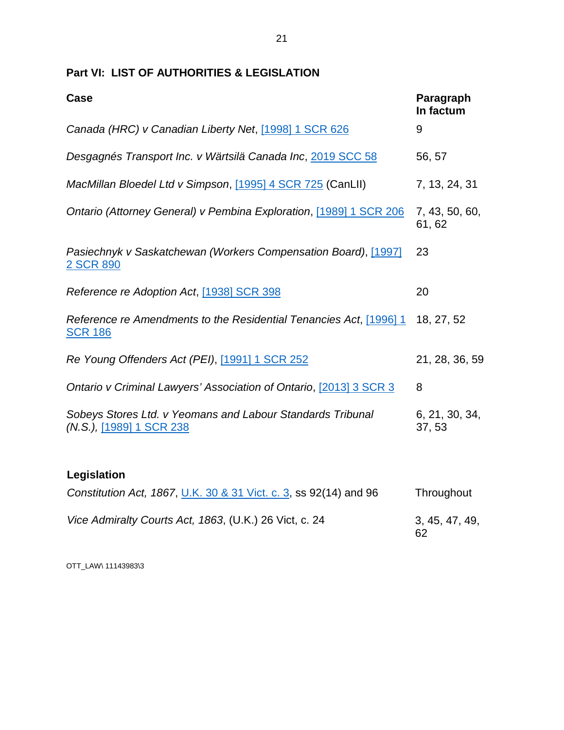## Part VI: LIST OF AUTHORITIES & LEGISLATION

| Case | Paragraph In factum |
|---|---|
| *Canada (HRC) v Canadian Liberty Net*, [1998] 1 SCR 626 | 9 |
| *Desgagnés Transport Inc. v Wärtsilä Canada Inc*, 2019 SCC 58 | 56, 57 |
| *MacMillan Bloedel Ltd v Simpson*, [1995] 4 SCR 725 (CanLII) | 7, 13, 24, 31 |
| *Ontario (Attorney General) v Pembina Exploration*, [1989] 1 SCR 206 | 7, 43, 50, 60, 61, 62 |
| *Pasiechnyk v Saskatchewan (Workers Compensation Board)*, [1997] 2 SCR 890 | 23 |
| *Reference re Adoption Act*, [1938] SCR 398 | 20 |
| *Reference re Amendments to the Residential Tenancies Act*, [1996] 1 SCR 186 | 18, 27, 52 |
| *Re Young Offenders Act (PEI)*, [1991] 1 SCR 252 | 21, 28, 36, 59 |
| *Ontario v Criminal Lawyers' Association of Ontario*, [2013] 3 SCR 3 | 8 |
| *Sobeys Stores Ltd. v Yeomans and Labour Standards Tribunal (N.S.)*, [1989] 1 SCR 238 | 6, 21, 30, 34, 37, 53 |

### Legislation

| | |
|---|---|
| *Constitution Act, 1867*, U.K. 30 & 31 Vict. c. 3, ss 92(14) and 96 | Throughout |
| *Vice Admiralty Courts Act, 1863*, (U.K.) 26 Vict, c. 24 | 3, 45, 47, 49, 62 |

OTT_LAW\ 11143983\3